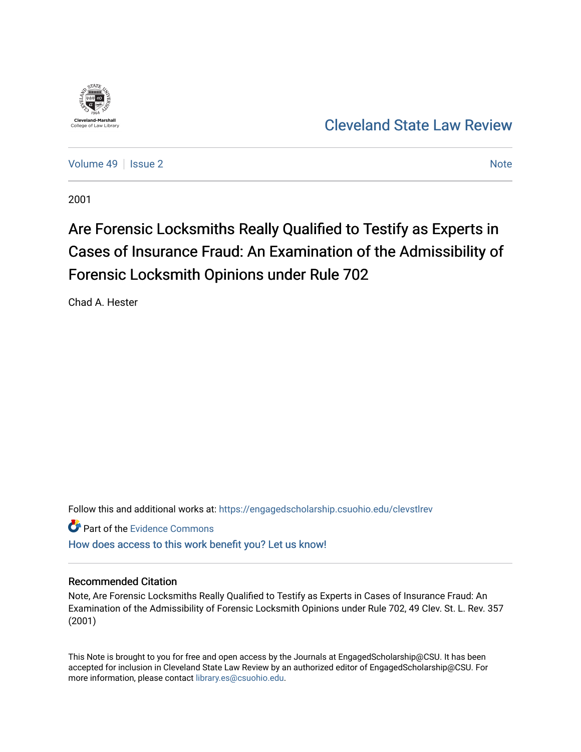Cleveland-Marshall College of Law Library

# Cleveland State Law Review

Volume 49 | Issue 2 | Note

2001

# Are Forensic Locksmiths Really Qualified to Testify as Experts in Cases of Insurance Fraud: An Examination of the Admissibility of Forensic Locksmith Opinions under Rule 702

Chad A. Hester

Follow this and additional works at: https://engagedscholarship.csuohio.edu/clevstlrev

Part of the Evidence Commons

How does access to this work benefit you? Let us know!

## Recommended Citation

Note, Are Forensic Locksmiths Really Qualified to Testify as Experts in Cases of Insurance Fraud: An Examination of the Admissibility of Forensic Locksmith Opinions under Rule 702, 49 Clev. St. L. Rev. 357 (2001)

This Note is brought to you for free and open access by the Journals at EngagedScholarship@CSU. It has been accepted for inclusion in Cleveland State Law Review by an authorized editor of EngagedScholarship@CSU. For more information, please contact library.es@csuohio.edu.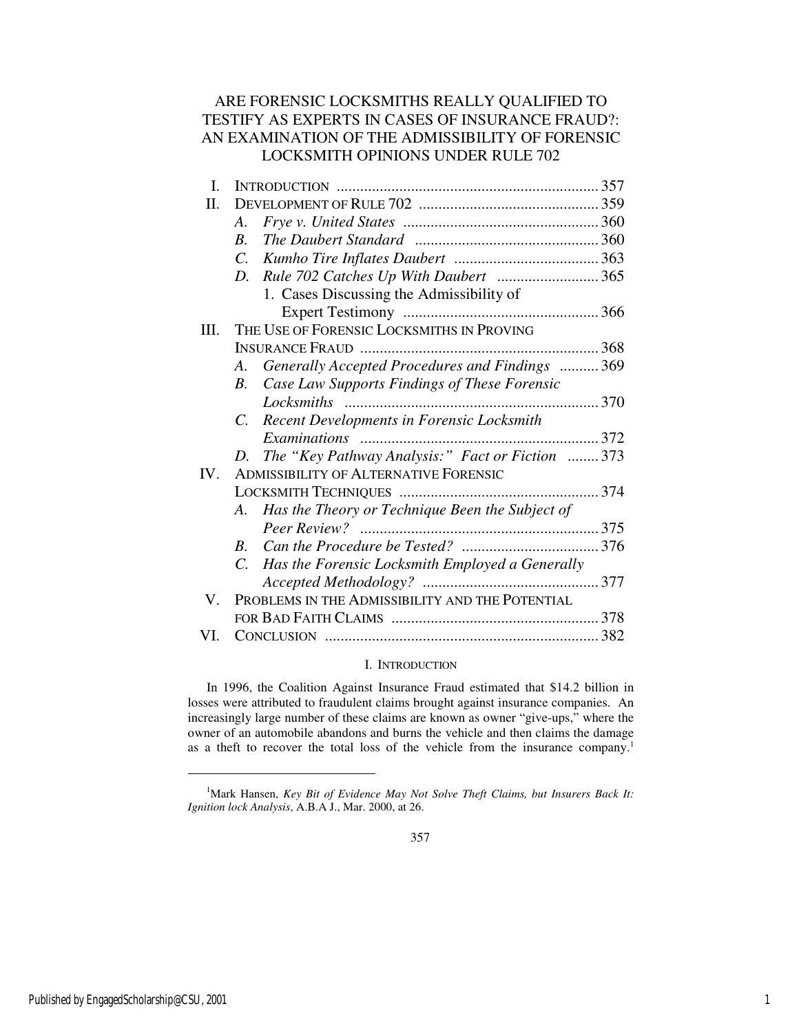# ARE FORENSIC LOCKSMITHS REALLY QUALIFIED TO TESTIFY AS EXPERTS IN CASES OF INSURANCE FRAUD?: AN EXAMINATION OF THE ADMISSIBILITY OF FORENSIC LOCKSMITH OPINIONS UNDER RULE 702

| | | |
|---|---|---|
| I. | INTRODUCTION | 357 |
| II. | DEVELOPMENT OF RULE 702 | 359 |
| | A. *Frye v. United States* | 360 |
| | B. *The Daubert Standard* | 360 |
| | C. *Kumho Tire Inflates Daubert* | 363 |
| | D. *Rule 702 Catches Up With Daubert* | 365 |
| | 1. Cases Discussing the Admissibility of Expert Testimony | 366 |
| III. | THE USE OF FORENSIC LOCKSMITHS IN PROVING INSURANCE FRAUD | 368 |
| | A. *Generally Accepted Procedures and Findings* | 369 |
| | B. *Case Law Supports Findings of These Forensic Locksmiths* | 370 |
| | C. *Recent Developments in Forensic Locksmith Examinations* | 372 |
| | D. *The "Key Pathway Analysis:" Fact or Fiction* | 373 |
| IV. | ADMISSIBILITY OF ALTERNATIVE FORENSIC LOCKSMITH TECHNIQUES | 374 |
| | A. *Has the Theory or Technique Been the Subject of Peer Review?* | 375 |
| | B. *Can the Procedure be Tested?* | 376 |
| | C. *Has the Forensic Locksmith Employed a Generally Accepted Methodology?* | 377 |
| V. | PROBLEMS IN THE ADMISSIBILITY AND THE POTENTIAL FOR BAD FAITH CLAIMS | 378 |
| VI. | CONCLUSION | 382 |

## I. INTRODUCTION

In 1996, the Coalition Against Insurance Fraud estimated that $14.2 billion in losses were attributed to fraudulent claims brought against insurance companies. An increasingly large number of these claims are known as owner "give-ups," where the owner of an automobile abandons and burns the vehicle and then claims the damage as a theft to recover the total loss of the vehicle from the insurance company.[1]

---

[1] Mark Hansen, *Key Bit of Evidence May Not Solve Theft Claims, but Insurers Back It: Ignition lock Analysis*, A.B.A J., Mar. 2000, at 26.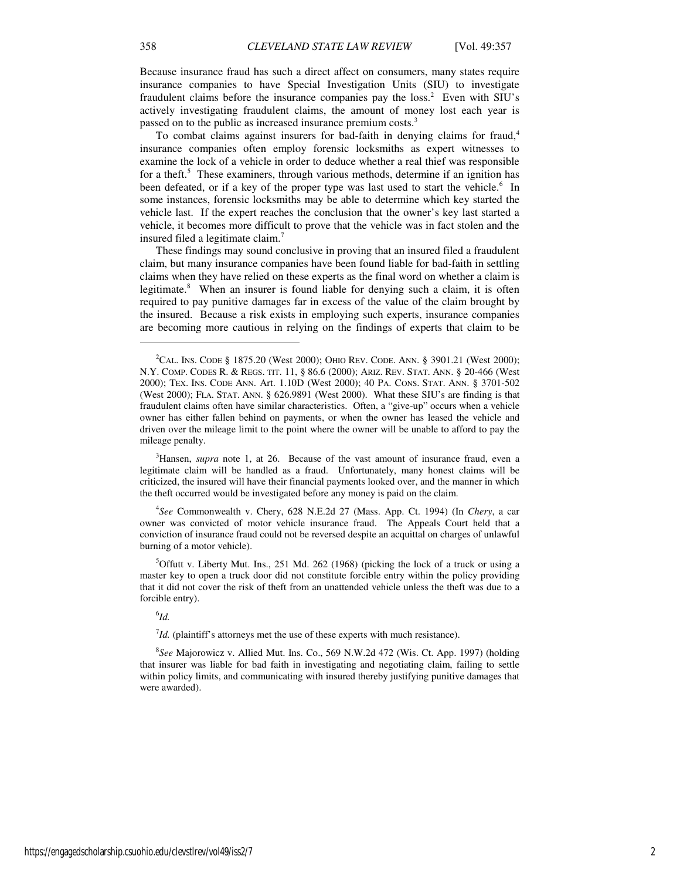Because insurance fraud has such a direct affect on consumers, many states require insurance companies to have Special Investigation Units (SIU) to investigate fraudulent claims before the insurance companies pay the loss.[2] Even with SIU's actively investigating fraudulent claims, the amount of money lost each year is passed on to the public as increased insurance premium costs.[3]

To combat claims against insurers for bad-faith in denying claims for fraud,[4] insurance companies often employ forensic locksmiths as expert witnesses to examine the lock of a vehicle in order to deduce whether a real thief was responsible for a theft.[5] These examiners, through various methods, determine if an ignition has been defeated, or if a key of the proper type was last used to start the vehicle.[6] In some instances, forensic locksmiths may be able to determine which key started the vehicle last. If the expert reaches the conclusion that the owner's key last started a vehicle, it becomes more difficult to prove that the vehicle was in fact stolen and the insured filed a legitimate claim.[7]

These findings may sound conclusive in proving that an insured filed a fraudulent claim, but many insurance companies have been found liable for bad-faith in settling claims when they have relied on these experts as the final word on whether a claim is legitimate.[8] When an insurer is found liable for denying such a claim, it is often required to pay punitive damages far in excess of the value of the claim brought by the insured. Because a risk exists in employing such experts, insurance companies are becoming more cautious in relying on the findings of experts that claim to be

---

[2] CAL. INS. CODE § 1875.20 (West 2000); OHIO REV. CODE. ANN. § 3901.21 (West 2000); N.Y. COMP. CODES R. & REGS. TIT. 11, § 86.6 (2000); ARIZ. REV. STAT. ANN. § 20-466 (West 2000); TEX. INS. CODE ANN. Art. 1.10D (West 2000); 40 PA. CONS. STAT. ANN. § 3701-502 (West 2000); FLA. STAT. ANN. § 626.9891 (West 2000). What these SIU's are finding is that fraudulent claims often have similar characteristics. Often, a "give-up" occurs when a vehicle owner has either fallen behind on payments, or when the owner has leased the vehicle and driven over the mileage limit to the point where the owner will be unable to afford to pay the mileage penalty.

[3] Hansen, *supra* note 1, at 26. Because of the vast amount of insurance fraud, even a legitimate claim will be handled as a fraud. Unfortunately, many honest claims will be criticized, the insured will have their financial payments looked over, and the manner in which the theft occurred would be investigated before any money is paid on the claim.

[4] *See* Commonwealth v. Chery, 628 N.E.2d 27 (Mass. App. Ct. 1994) (In *Chery*, a car owner was convicted of motor vehicle insurance fraud. The Appeals Court held that a conviction of insurance fraud could not be reversed despite an acquittal on charges of unlawful burning of a motor vehicle).

[5] Offutt v. Liberty Mut. Ins., 251 Md. 262 (1968) (picking the lock of a truck or using a master key to open a truck door did not constitute forcible entry within the policy providing that it did not cover the risk of theft from an unattended vehicle unless the theft was due to a forcible entry).

[6] *Id.*

[7] *Id.* (plaintiff's attorneys met the use of these experts with much resistance).

[8] *See* Majorowicz v. Allied Mut. Ins. Co., 569 N.W.2d 472 (Wis. Ct. App. 1997) (holding that insurer was liable for bad faith in investigating and negotiating claim, failing to settle within policy limits, and communicating with insured thereby justifying punitive damages that were awarded).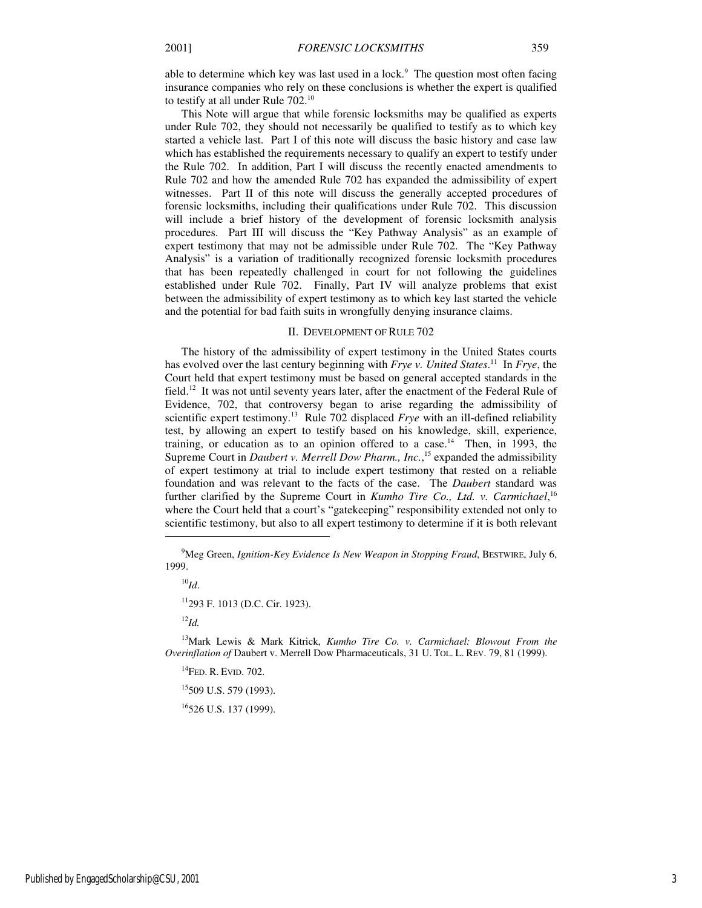able to determine which key was last used in a lock.[9] The question most often facing insurance companies who rely on these conclusions is whether the expert is qualified to testify at all under Rule 702.[10]

This Note will argue that while forensic locksmiths may be qualified as experts under Rule 702, they should not necessarily be qualified to testify as to which key started a vehicle last. Part I of this note will discuss the basic history and case law which has established the requirements necessary to qualify an expert to testify under the Rule 702. In addition, Part I will discuss the recently enacted amendments to Rule 702 and how the amended Rule 702 has expanded the admissibility of expert witnesses. Part II of this note will discuss the generally accepted procedures of forensic locksmiths, including their qualifications under Rule 702. This discussion will include a brief history of the development of forensic locksmith analysis procedures. Part III will discuss the "Key Pathway Analysis" as an example of expert testimony that may not be admissible under Rule 702. The "Key Pathway Analysis" is a variation of traditionally recognized forensic locksmith procedures that has been repeatedly challenged in court for not following the guidelines established under Rule 702. Finally, Part IV will analyze problems that exist between the admissibility of expert testimony as to which key last started the vehicle and the potential for bad faith suits in wrongfully denying insurance claims.

## II. DEVELOPMENT OF RULE 702

The history of the admissibility of expert testimony in the United States courts has evolved over the last century beginning with *Frye v. United States*.[11] In *Frye*, the Court held that expert testimony must be based on general accepted standards in the field.[12] It was not until seventy years later, after the enactment of the Federal Rule of Evidence, 702, that controversy began to arise regarding the admissibility of scientific expert testimony.[13] Rule 702 displaced *Frye* with an ill-defined reliability test, by allowing an expert to testify based on his knowledge, skill, experience, training, or education as to an opinion offered to a case.[14] Then, in 1993, the Supreme Court in *Daubert v. Merrell Dow Pharm., Inc.*,[15] expanded the admissibility of expert testimony at trial to include expert testimony that rested on a reliable foundation and was relevant to the facts of the case. The *Daubert* standard was further clarified by the Supreme Court in *Kumho Tire Co., Ltd. v. Carmichael*,[16] where the Court held that a court's "gatekeeping" responsibility extended not only to scientific testimony, but also to all expert testimony to determine if it is both relevant

---

[9] Meg Green, *Ignition-Key Evidence Is New Weapon in Stopping Fraud*, BESTWIRE, July 6, 1999.

[10] *Id.*

[11] 293 F. 1013 (D.C. Cir. 1923).

[12] *Id.*

[13] Mark Lewis & Mark Kitrick, *Kumho Tire Co. v. Carmichael: Blowout From the Overinflation of* Daubert v. Merrell Dow Pharmaceuticals, 31 U. TOL. L. REV. 79, 81 (1999).

[14] FED. R. EVID. 702.

[15] 509 U.S. 579 (1993).

[16] 526 U.S. 137 (1999).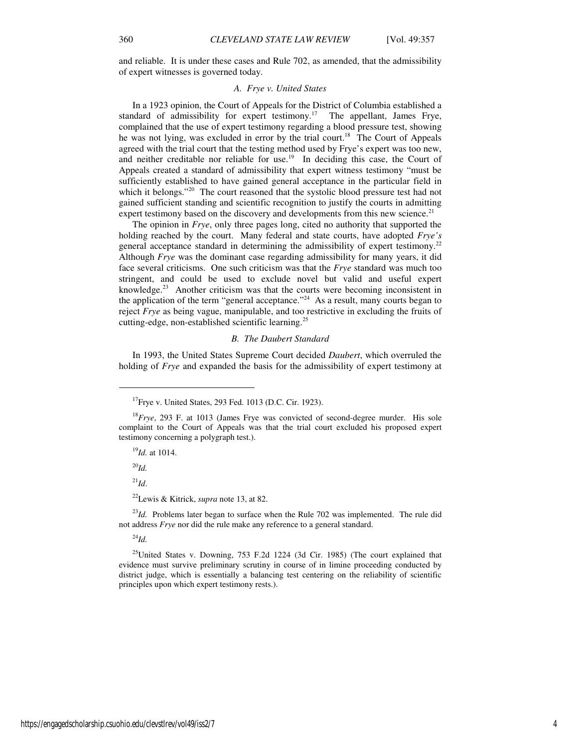and reliable. It is under these cases and Rule 702, as amended, that the admissibility of expert witnesses is governed today.

### *A. Frye v. United States*

In a 1923 opinion, the Court of Appeals for the District of Columbia established a standard of admissibility for expert testimony.[17] The appellant, James Frye, complained that the use of expert testimony regarding a blood pressure test, showing he was not lying, was excluded in error by the trial court.[18] The Court of Appeals agreed with the trial court that the testing method used by Frye's expert was too new, and neither creditable nor reliable for use.[19] In deciding this case, the Court of Appeals created a standard of admissibility that expert witness testimony "must be sufficiently established to have gained general acceptance in the particular field in which it belongs."[20] The court reasoned that the systolic blood pressure test had not gained sufficient standing and scientific recognition to justify the courts in admitting expert testimony based on the discovery and developments from this new science.[21]

The opinion in *Frye*, only three pages long, cited no authority that supported the holding reached by the court. Many federal and state courts, have adopted *Frye's* general acceptance standard in determining the admissibility of expert testimony.[22] Although *Frye* was the dominant case regarding admissibility for many years, it did face several criticisms. One such criticism was that the *Frye* standard was much too stringent, and could be used to exclude novel but valid and useful expert knowledge.[23] Another criticism was that the courts were becoming inconsistent in the application of the term "general acceptance."[24] As a result, many courts began to reject *Frye* as being vague, manipulable, and too restrictive in excluding the fruits of cutting-edge, non-established scientific learning.[25]

### *B. The Daubert Standard*

In 1993, the United States Supreme Court decided *Daubert*, which overruled the holding of *Frye* and expanded the basis for the admissibility of expert testimony at

---

[17] Frye v. United States, 293 Fed. 1013 (D.C. Cir. 1923).

[18] *Frye*, 293 F. at 1013 (James Frye was convicted of second-degree murder. His sole complaint to the Court of Appeals was that the trial court excluded his proposed expert testimony concerning a polygraph test.).

[19] *Id.* at 1014.

[20] *Id.*

[21] *Id*.

[22] Lewis & Kitrick, *supra* note 13, at 82.

[23] *Id.* Problems later began to surface when the Rule 702 was implemented. The rule did not address *Frye* nor did the rule make any reference to a general standard.

[24] *Id.*

[25] United States v. Downing, 753 F.2d 1224 (3d Cir. 1985) (The court explained that evidence must survive preliminary scrutiny in course of in limine proceeding conducted by district judge, which is essentially a balancing test centering on the reliability of scientific principles upon which expert testimony rests.).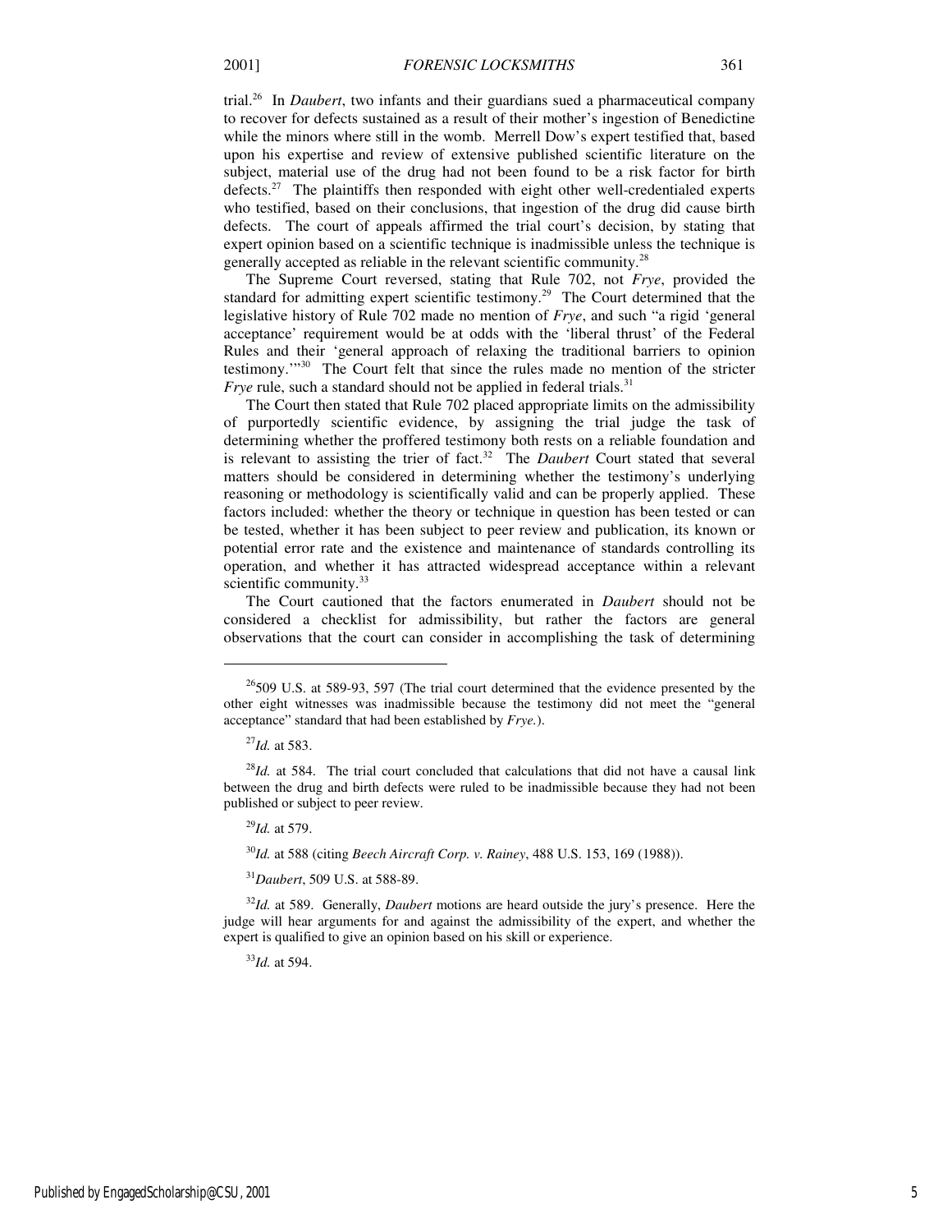trial.[26] In *Daubert*, two infants and their guardians sued a pharmaceutical company to recover for defects sustained as a result of their mother's ingestion of Benedictine while the minors where still in the womb. Merrell Dow's expert testified that, based upon his expertise and review of extensive published scientific literature on the subject, material use of the drug had not been found to be a risk factor for birth defects.[27] The plaintiffs then responded with eight other well-credentialed experts who testified, based on their conclusions, that ingestion of the drug did cause birth defects. The court of appeals affirmed the trial court's decision, by stating that expert opinion based on a scientific technique is inadmissible unless the technique is generally accepted as reliable in the relevant scientific community.[28]

The Supreme Court reversed, stating that Rule 702, not *Frye*, provided the standard for admitting expert scientific testimony.[29] The Court determined that the legislative history of Rule 702 made no mention of *Frye*, and such "a rigid 'general acceptance' requirement would be at odds with the 'liberal thrust' of the Federal Rules and their 'general approach of relaxing the traditional barriers to opinion testimony.'"[30] The Court felt that since the rules made no mention of the stricter *Frye* rule, such a standard should not be applied in federal trials.[31]

The Court then stated that Rule 702 placed appropriate limits on the admissibility of purportedly scientific evidence, by assigning the trial judge the task of determining whether the proffered testimony both rests on a reliable foundation and is relevant to assisting the trier of fact.[32] The *Daubert* Court stated that several matters should be considered in determining whether the testimony's underlying reasoning or methodology is scientifically valid and can be properly applied. These factors included: whether the theory or technique in question has been tested or can be tested, whether it has been subject to peer review and publication, its known or potential error rate and the existence and maintenance of standards controlling its operation, and whether it has attracted widespread acceptance within a relevant scientific community.[33]

The Court cautioned that the factors enumerated in *Daubert* should not be considered a checklist for admissibility, but rather the factors are general observations that the court can consider in accomplishing the task of determining

---

[26]509 U.S. at 589-93, 597 (The trial court determined that the evidence presented by the other eight witnesses was inadmissible because the testimony did not meet the "general acceptance" standard that had been established by *Frye.*).

[27]*Id.* at 583.

[28]*Id.* at 584. The trial court concluded that calculations that did not have a causal link between the drug and birth defects were ruled to be inadmissible because they had not been published or subject to peer review.

[29]*Id.* at 579.

[30]*Id.* at 588 (citing *Beech Aircraft Corp. v. Rainey*, 488 U.S. 153, 169 (1988)).

[31]*Daubert*, 509 U.S. at 588-89.

[32]*Id.* at 589. Generally, *Daubert* motions are heard outside the jury's presence. Here the judge will hear arguments for and against the admissibility of the expert, and whether the expert is qualified to give an opinion based on his skill or experience.

[33]*Id.* at 594.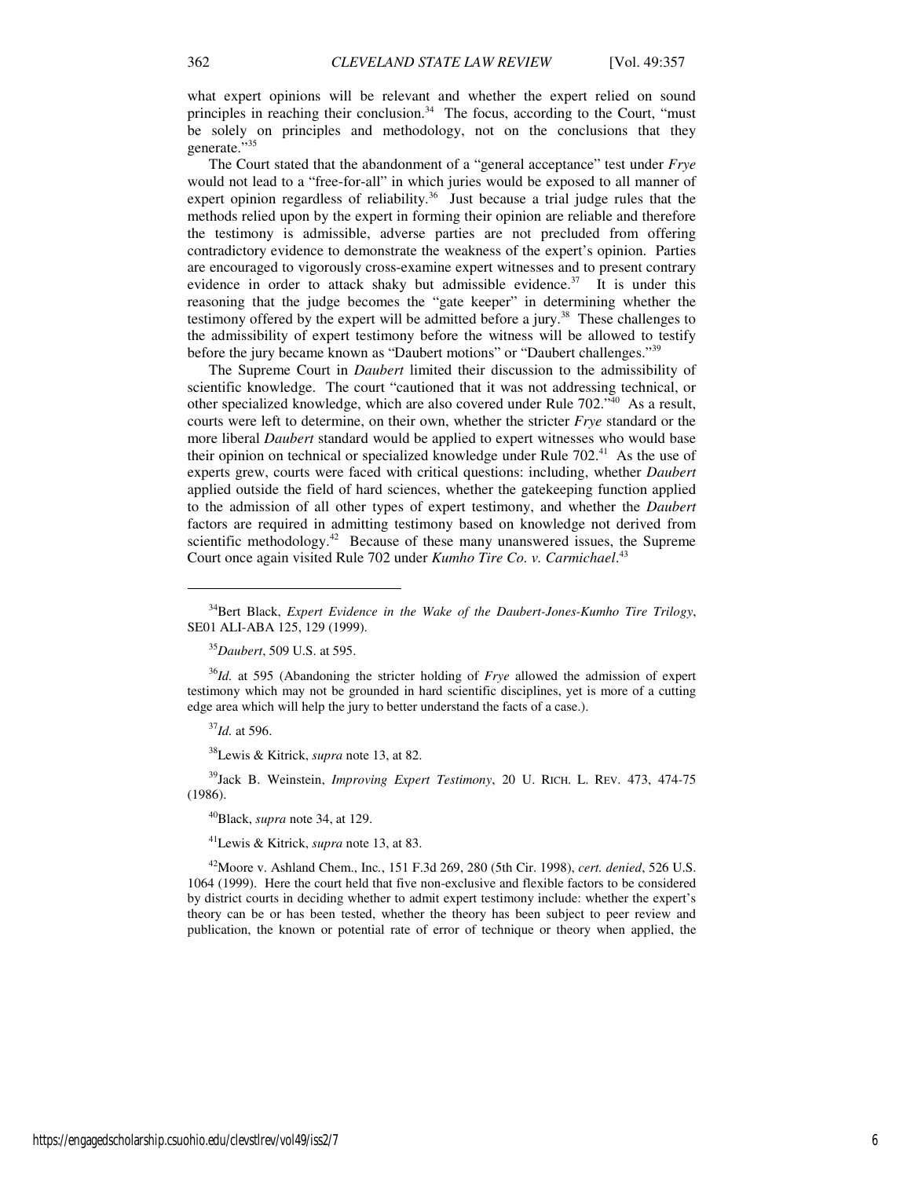what expert opinions will be relevant and whether the expert relied on sound principles in reaching their conclusion.[34] The focus, according to the Court, "must be solely on principles and methodology, not on the conclusions that they generate."[35]

The Court stated that the abandonment of a "general acceptance" test under *Frye* would not lead to a "free-for-all" in which juries would be exposed to all manner of expert opinion regardless of reliability.[36] Just because a trial judge rules that the methods relied upon by the expert in forming their opinion are reliable and therefore the testimony is admissible, adverse parties are not precluded from offering contradictory evidence to demonstrate the weakness of the expert's opinion. Parties are encouraged to vigorously cross-examine expert witnesses and to present contrary evidence in order to attack shaky but admissible evidence.[37] It is under this reasoning that the judge becomes the "gate keeper" in determining whether the testimony offered by the expert will be admitted before a jury.[38] These challenges to the admissibility of expert testimony before the witness will be allowed to testify before the jury became known as "Daubert motions" or "Daubert challenges."[39]

The Supreme Court in *Daubert* limited their discussion to the admissibility of scientific knowledge. The court "cautioned that it was not addressing technical, or other specialized knowledge, which are also covered under Rule 702."[40] As a result, courts were left to determine, on their own, whether the stricter *Frye* standard or the more liberal *Daubert* standard would be applied to expert witnesses who would base their opinion on technical or specialized knowledge under Rule 702.[41] As the use of experts grew, courts were faced with critical questions: including, whether *Daubert* applied outside the field of hard sciences, whether the gatekeeping function applied to the admission of all other types of expert testimony, and whether the *Daubert* factors are required in admitting testimony based on knowledge not derived from scientific methodology.[42] Because of these many unanswered issues, the Supreme Court once again visited Rule 702 under *Kumho Tire Co. v. Carmichael*.[43]

---

[34] Bert Black, *Expert Evidence in the Wake of the Daubert-Jones-Kumho Tire Trilogy*, SE01 ALI-ABA 125, 129 (1999).

[35] *Daubert*, 509 U.S. at 595.

[36] *Id.* at 595 (Abandoning the stricter holding of *Frye* allowed the admission of expert testimony which may not be grounded in hard scientific disciplines, yet is more of a cutting edge area which will help the jury to better understand the facts of a case.).

[37] *Id.* at 596.

[38] Lewis & Kitrick, *supra* note 13, at 82.

[39] Jack B. Weinstein, *Improving Expert Testimony*, 20 U. RICH. L. REV. 473, 474-75 (1986).

[40] Black, *supra* note 34, at 129.

[41] Lewis & Kitrick, *supra* note 13, at 83.

[42] Moore v. Ashland Chem., Inc., 151 F.3d 269, 280 (5th Cir. 1998), *cert. denied*, 526 U.S. 1064 (1999). Here the court held that five non-exclusive and flexible factors to be considered by district courts in deciding whether to admit expert testimony include: whether the expert's theory can be or has been tested, whether the theory has been subject to peer review and publication, the known or potential rate of error of technique or theory when applied, the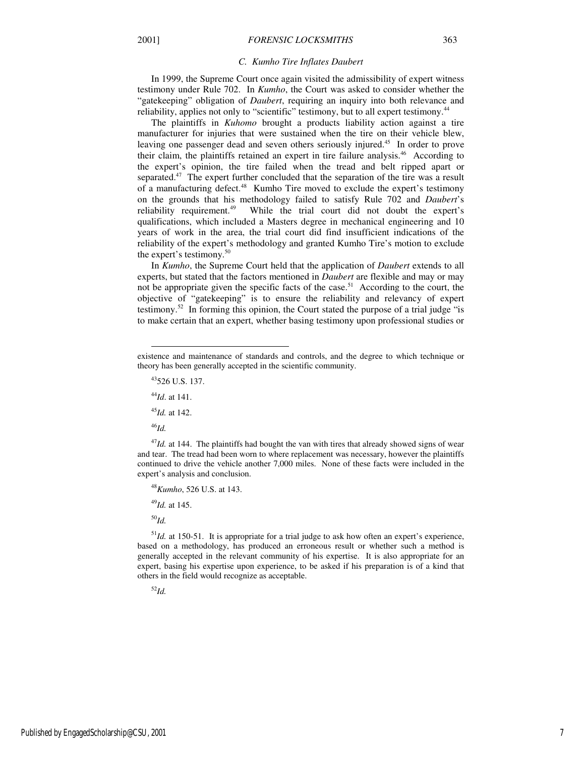### C. Kumho Tire Inflates Daubert

In 1999, the Supreme Court once again visited the admissibility of expert witness testimony under Rule 702. In *Kumho*, the Court was asked to consider whether the "gatekeeping" obligation of *Daubert*, requiring an inquiry into both relevance and reliability, applies not only to "scientific" testimony, but to all expert testimony.[44]

The plaintiffs in *Kuhomo* brought a products liability action against a tire manufacturer for injuries that were sustained when the tire on their vehicle blew, leaving one passenger dead and seven others seriously injured.[45] In order to prove their claim, the plaintiffs retained an expert in tire failure analysis.[46] According to the expert's opinion, the tire failed when the tread and belt ripped apart or separated.[47] The expert further concluded that the separation of the tire was a result of a manufacturing defect.[48] Kumho Tire moved to exclude the expert's testimony on the grounds that his methodology failed to satisfy Rule 702 and *Daubert*'s reliability requirement.[49] While the trial court did not doubt the expert's qualifications, which included a Masters degree in mechanical engineering and 10 years of work in the area, the trial court did find insufficient indications of the reliability of the expert's methodology and granted Kumho Tire's motion to exclude the expert's testimony.[50]

In *Kumho*, the Supreme Court held that the application of *Daubert* extends to all experts, but stated that the factors mentioned in *Daubert* are flexible and may or may not be appropriate given the specific facts of the case.[51] According to the court, the objective of "gatekeeping" is to ensure the reliability and relevancy of expert testimony.[52] In forming this opinion, the Court stated the purpose of a trial judge "is to make certain that an expert, whether basing testimony upon professional studies or

---

existence and maintenance of standards and controls, and the degree to which technique or theory has been generally accepted in the scientific community.

[43]526 U.S. 137.

[44]*Id*. at 141.

[45]*Id.* at 142.

[46]*Id.*

[47]*Id.* at 144. The plaintiffs had bought the van with tires that already showed signs of wear and tear. The tread had been worn to where replacement was necessary, however the plaintiffs continued to drive the vehicle another 7,000 miles. None of these facts were included in the expert's analysis and conclusion.

[48]*Kumho*, 526 U.S. at 143.

[49]*Id.* at 145.

[50]*Id.*

[51]*Id.* at 150-51. It is appropriate for a trial judge to ask how often an expert's experience, based on a methodology, has produced an erroneous result or whether such a method is generally accepted in the relevant community of his expertise. It is also appropriate for an expert, basing his expertise upon experience, to be asked if his preparation is of a kind that others in the field would recognize as acceptable.

[52]*Id.*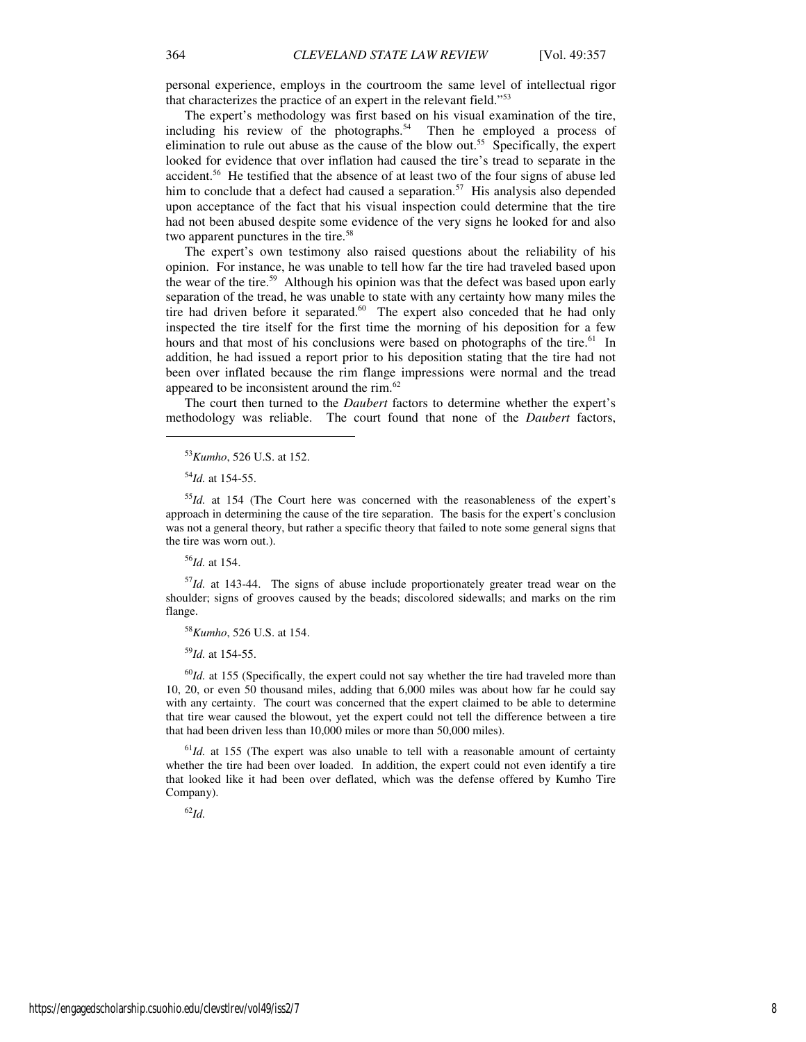personal experience, employs in the courtroom the same level of intellectual rigor that characterizes the practice of an expert in the relevant field."[53]

The expert's methodology was first based on his visual examination of the tire, including his review of the photographs.[54] Then he employed a process of elimination to rule out abuse as the cause of the blow out.[55] Specifically, the expert looked for evidence that over inflation had caused the tire's tread to separate in the accident.[56] He testified that the absence of at least two of the four signs of abuse led him to conclude that a defect had caused a separation.[57] His analysis also depended upon acceptance of the fact that his visual inspection could determine that the tire had not been abused despite some evidence of the very signs he looked for and also two apparent punctures in the tire.[58]

The expert's own testimony also raised questions about the reliability of his opinion. For instance, he was unable to tell how far the tire had traveled based upon the wear of the tire.[59] Although his opinion was that the defect was based upon early separation of the tread, he was unable to state with any certainty how many miles the tire had driven before it separated.[60] The expert also conceded that he had only inspected the tire itself for the first time the morning of his deposition for a few hours and that most of his conclusions were based on photographs of the tire.[61] In addition, he had issued a report prior to his deposition stating that the tire had not been over inflated because the rim flange impressions were normal and the tread appeared to be inconsistent around the rim.[62]

The court then turned to the *Daubert* factors to determine whether the expert's methodology was reliable. The court found that none of the *Daubert* factors,

---

[53] *Kumho*, 526 U.S. at 152.

[54] *Id.* at 154-55.

[55] *Id.* at 154 (The Court here was concerned with the reasonableness of the expert's approach in determining the cause of the tire separation. The basis for the expert's conclusion was not a general theory, but rather a specific theory that failed to note some general signs that the tire was worn out.).

[56] *Id.* at 154.

[57] *Id.* at 143-44. The signs of abuse include proportionately greater tread wear on the shoulder; signs of grooves caused by the beads; discolored sidewalls; and marks on the rim flange.

[58] *Kumho*, 526 U.S. at 154.

[59] *Id.* at 154-55.

[60] *Id.* at 155 (Specifically, the expert could not say whether the tire had traveled more than 10, 20, or even 50 thousand miles, adding that 6,000 miles was about how far he could say with any certainty. The court was concerned that the expert claimed to be able to determine that tire wear caused the blowout, yet the expert could not tell the difference between a tire that had been driven less than 10,000 miles or more than 50,000 miles).

[61] *Id.* at 155 (The expert was also unable to tell with a reasonable amount of certainty whether the tire had been over loaded. In addition, the expert could not even identify a tire that looked like it had been over deflated, which was the defense offered by Kumho Tire Company).

[62] *Id.*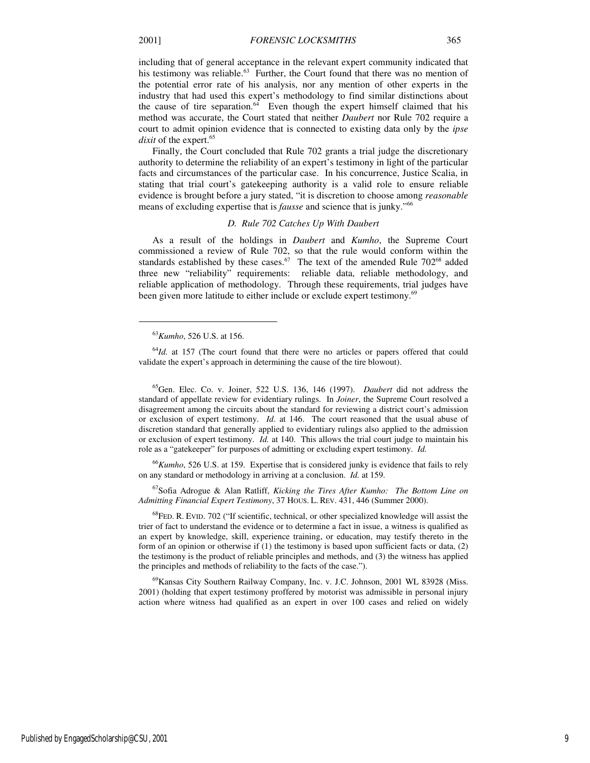including that of general acceptance in the relevant expert community indicated that his testimony was reliable.[63] Further, the Court found that there was no mention of the potential error rate of his analysis, nor any mention of other experts in the industry that had used this expert's methodology to find similar distinctions about the cause of tire separation.[64] Even though the expert himself claimed that his method was accurate, the Court stated that neither *Daubert* nor Rule 702 require a court to admit opinion evidence that is connected to existing data only by the *ipse dixit* of the expert.[65]

Finally, the Court concluded that Rule 702 grants a trial judge the discretionary authority to determine the reliability of an expert's testimony in light of the particular facts and circumstances of the particular case. In his concurrence, Justice Scalia, in stating that trial court's gatekeeping authority is a valid role to ensure reliable evidence is brought before a jury stated, "it is discretion to choose among *reasonable* means of excluding expertise that is *fausse* and science that is junky."[66]

### *D. Rule 702 Catches Up With Daubert*

As a result of the holdings in *Daubert* and *Kumho*, the Supreme Court commissioned a review of Rule 702, so that the rule would conform within the standards established by these cases.[67] The text of the amended Rule 702[68] added three new "reliability" requirements: reliable data, reliable methodology, and reliable application of methodology. Through these requirements, trial judges have been given more latitude to either include or exclude expert testimony.[69]

---

[63] *Kumho*, 526 U.S. at 156.

[64] *Id.* at 157 (The court found that there were no articles or papers offered that could validate the expert's approach in determining the cause of the tire blowout).

[65] Gen. Elec. Co. v. Joiner, 522 U.S. 136, 146 (1997). *Daubert* did not address the standard of appellate review for evidentiary rulings. In *Joiner*, the Supreme Court resolved a disagreement among the circuits about the standard for reviewing a district court's admission or exclusion of expert testimony. *Id*. at 146. The court reasoned that the usual abuse of discretion standard that generally applied to evidentiary rulings also applied to the admission or exclusion of expert testimony. *Id.* at 140. This allows the trial court judge to maintain his role as a "gatekeeper" for purposes of admitting or excluding expert testimony. *Id.*

[66] *Kumho*, 526 U.S. at 159. Expertise that is considered junky is evidence that fails to rely on any standard or methodology in arriving at a conclusion. *Id.* at 159.

[67] Sofia Adrogue & Alan Ratliff, *Kicking the Tires After Kumho: The Bottom Line on Admitting Financial Expert Testimony*, 37 HOUS. L. REV. 431, 446 (Summer 2000).

[68] FED. R. EVID. 702 ("If scientific, technical, or other specialized knowledge will assist the trier of fact to understand the evidence or to determine a fact in issue, a witness is qualified as an expert by knowledge, skill, experience training, or education, may testify thereto in the form of an opinion or otherwise if (1) the testimony is based upon sufficient facts or data, (2) the testimony is the product of reliable principles and methods, and (3) the witness has applied the principles and methods of reliability to the facts of the case.").

[69] Kansas City Southern Railway Company, Inc. v. J.C. Johnson, 2001 WL 83928 (Miss. 2001) (holding that expert testimony proffered by motorist was admissible in personal injury action where witness had qualified as an expert in over 100 cases and relied on widely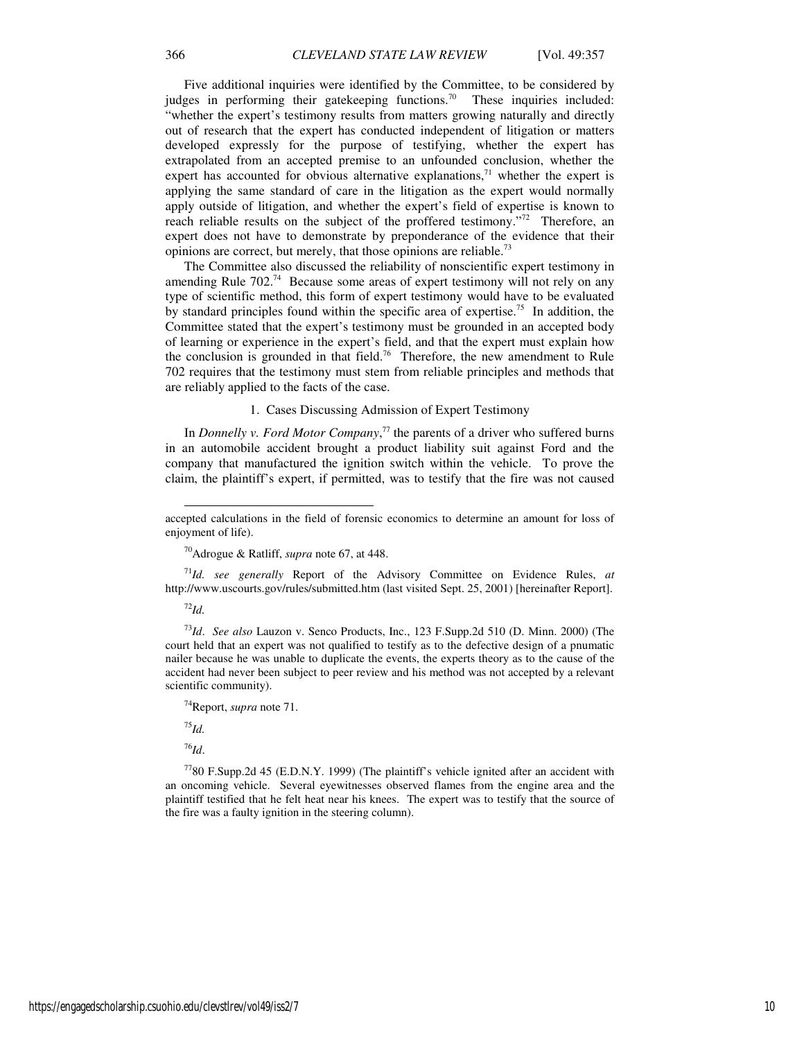Five additional inquiries were identified by the Committee, to be considered by judges in performing their gatekeeping functions.[70] These inquiries included: "whether the expert's testimony results from matters growing naturally and directly out of research that the expert has conducted independent of litigation or matters developed expressly for the purpose of testifying, whether the expert has extrapolated from an accepted premise to an unfounded conclusion, whether the expert has accounted for obvious alternative explanations,[71] whether the expert is applying the same standard of care in the litigation as the expert would normally apply outside of litigation, and whether the expert's field of expertise is known to reach reliable results on the subject of the proffered testimony."[72] Therefore, an expert does not have to demonstrate by preponderance of the evidence that their opinions are correct, but merely, that those opinions are reliable.[73]

The Committee also discussed the reliability of nonscientific expert testimony in amending Rule 702.[74] Because some areas of expert testimony will not rely on any type of scientific method, this form of expert testimony would have to be evaluated by standard principles found within the specific area of expertise.[75] In addition, the Committee stated that the expert's testimony must be grounded in an accepted body of learning or experience in the expert's field, and that the expert must explain how the conclusion is grounded in that field.[76] Therefore, the new amendment to Rule 702 requires that the testimony must stem from reliable principles and methods that are reliably applied to the facts of the case.

### 1. Cases Discussing Admission of Expert Testimony

In *Donnelly v. Ford Motor Company*,[77] the parents of a driver who suffered burns in an automobile accident brought a product liability suit against Ford and the company that manufactured the ignition switch within the vehicle. To prove the claim, the plaintiff's expert, if permitted, was to testify that the fire was not caused

---

accepted calculations in the field of forensic economics to determine an amount for loss of enjoyment of life).

[70] Adrogue & Ratliff, *supra* note 67, at 448.

[71] *Id. see generally* Report of the Advisory Committee on Evidence Rules, *at* http://www.uscourts.gov/rules/submitted.htm (last visited Sept. 25, 2001) [hereinafter Report].

[72] *Id.*

[73] *Id*. *See also* Lauzon v. Senco Products, Inc., 123 F.Supp.2d 510 (D. Minn. 2000) (The court held that an expert was not qualified to testify as to the defective design of a pnumatic nailer because he was unable to duplicate the events, the experts theory as to the cause of the accident had never been subject to peer review and his method was not accepted by a relevant scientific community).

[74] Report, *supra* note 71.

[75] *Id.*

[76] *Id*.

[77] 80 F.Supp.2d 45 (E.D.N.Y. 1999) (The plaintiff's vehicle ignited after an accident with an oncoming vehicle. Several eyewitnesses observed flames from the engine area and the plaintiff testified that he felt heat near his knees. The expert was to testify that the source of the fire was a faulty ignition in the steering column).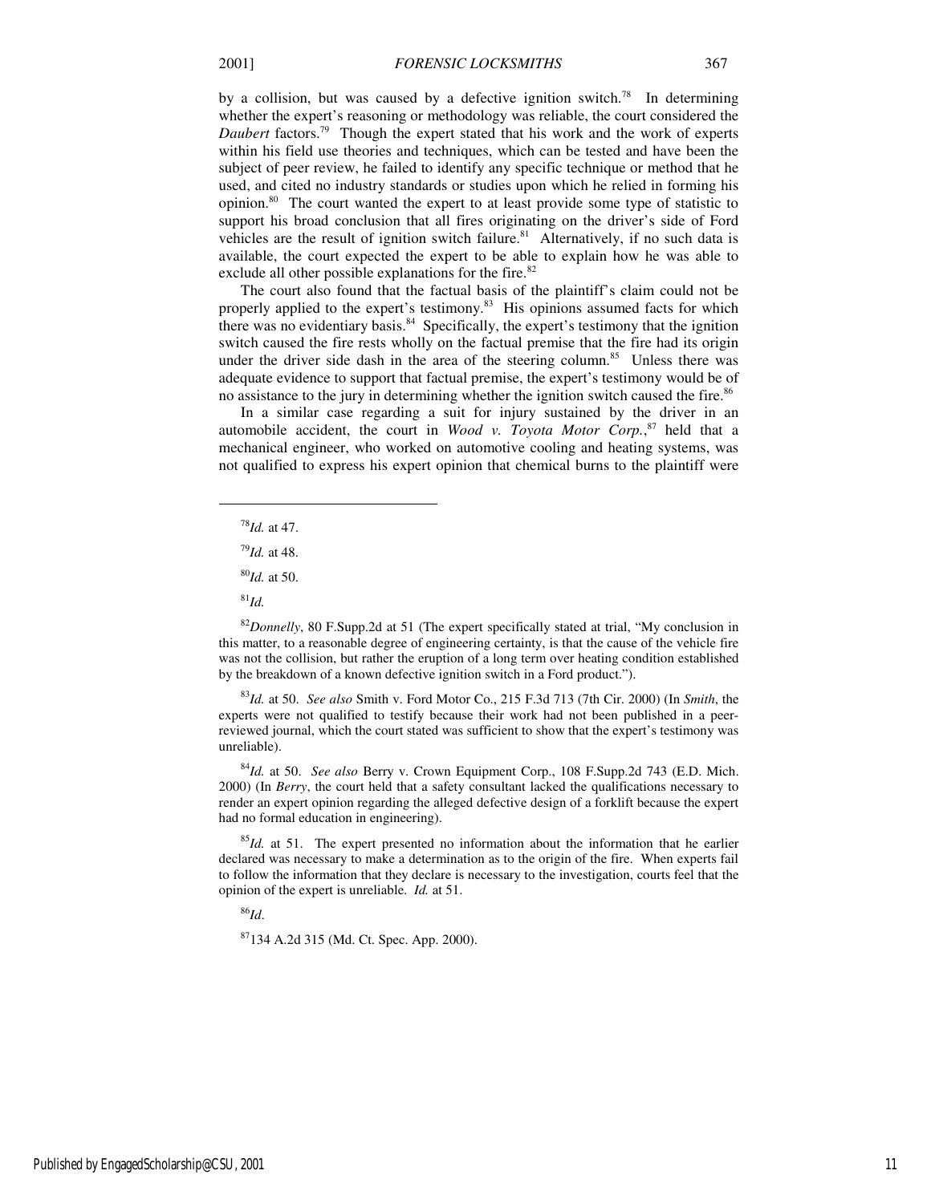by a collision, but was caused by a defective ignition switch.[78] In determining whether the expert's reasoning or methodology was reliable, the court considered the *Daubert* factors.[79] Though the expert stated that his work and the work of experts within his field use theories and techniques, which can be tested and have been the subject of peer review, he failed to identify any specific technique or method that he used, and cited no industry standards or studies upon which he relied in forming his opinion.[80] The court wanted the expert to at least provide some type of statistic to support his broad conclusion that all fires originating on the driver's side of Ford vehicles are the result of ignition switch failure.[81] Alternatively, if no such data is available, the court expected the expert to be able to explain how he was able to exclude all other possible explanations for the fire.[82]

The court also found that the factual basis of the plaintiff's claim could not be properly applied to the expert's testimony.[83] His opinions assumed facts for which there was no evidentiary basis.[84] Specifically, the expert's testimony that the ignition switch caused the fire rests wholly on the factual premise that the fire had its origin under the driver side dash in the area of the steering column.[85] Unless there was adequate evidence to support that factual premise, the expert's testimony would be of no assistance to the jury in determining whether the ignition switch caused the fire.[86]

In a similar case regarding a suit for injury sustained by the driver in an automobile accident, the court in *Wood v. Toyota Motor Corp.*,[87] held that a mechanical engineer, who worked on automotive cooling and heating systems, was not qualified to express his expert opinion that chemical burns to the plaintiff were

---

[78] *Id.* at 47.

[79] *Id.* at 48.

[80] *Id.* at 50.

[81] *Id.*

[82] *Donnelly*, 80 F.Supp.2d at 51 (The expert specifically stated at trial, "My conclusion in this matter, to a reasonable degree of engineering certainty, is that the cause of the vehicle fire was not the collision, but rather the eruption of a long term over heating condition established by the breakdown of a known defective ignition switch in a Ford product.").

[83] *Id.* at 50. *See also* Smith v. Ford Motor Co., 215 F.3d 713 (7th Cir. 2000) (In *Smith*, the experts were not qualified to testify because their work had not been published in a peer-reviewed journal, which the court stated was sufficient to show that the expert's testimony was unreliable).

[84] *Id.* at 50. *See also* Berry v. Crown Equipment Corp., 108 F.Supp.2d 743 (E.D. Mich. 2000) (In *Berry*, the court held that a safety consultant lacked the qualifications necessary to render an expert opinion regarding the alleged defective design of a forklift because the expert had no formal education in engineering).

[85] *Id.* at 51. The expert presented no information about the information that he earlier declared was necessary to make a determination as to the origin of the fire. When experts fail to follow the information that they declare is necessary to the investigation, courts feel that the opinion of the expert is unreliable. *Id.* at 51.

[86] *Id.*

[87] 134 A.2d 315 (Md. Ct. Spec. App. 2000).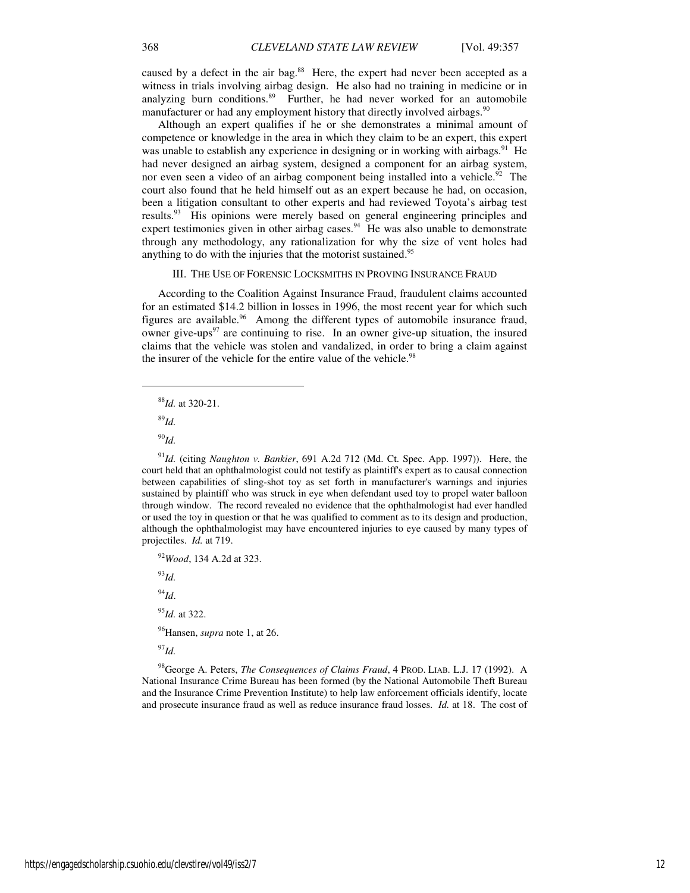caused by a defect in the air bag.[88] Here, the expert had never been accepted as a witness in trials involving airbag design. He also had no training in medicine or in analyzing burn conditions.[89] Further, he had never worked for an automobile manufacturer or had any employment history that directly involved airbags.[90]

Although an expert qualifies if he or she demonstrates a minimal amount of competence or knowledge in the area in which they claim to be an expert, this expert was unable to establish any experience in designing or in working with airbags.[91] He had never designed an airbag system, designed a component for an airbag system, nor even seen a video of an airbag component being installed into a vehicle.[92] The court also found that he held himself out as an expert because he had, on occasion, been a litigation consultant to other experts and had reviewed Toyota's airbag test results.[93] His opinions were merely based on general engineering principles and expert testimonies given in other airbag cases.[94] He was also unable to demonstrate through any methodology, any rationalization for why the size of vent holes had anything to do with the injuries that the motorist sustained.[95]

## III. THE USE OF FORENSIC LOCKSMITHS IN PROVING INSURANCE FRAUD

According to the Coalition Against Insurance Fraud, fraudulent claims accounted for an estimated $14.2 billion in losses in 1996, the most recent year for which such figures are available.[96] Among the different types of automobile insurance fraud, owner give-ups[97] are continuing to rise. In an owner give-up situation, the insured claims that the vehicle was stolen and vandalized, in order to bring a claim against the insurer of the vehicle for the entire value of the vehicle.[98]

---

[88] *Id.* at 320-21.

[89] *Id.*

[90] *Id.*

[91] *Id.* (citing *Naughton v. Bankier*, 691 A.2d 712 (Md. Ct. Spec. App. 1997)). Here, the court held that an ophthalmologist could not testify as plaintiff's expert as to causal connection between capabilities of sling-shot toy as set forth in manufacturer's warnings and injuries sustained by plaintiff who was struck in eye when defendant used toy to propel water balloon through window. The record revealed no evidence that the ophthalmologist had ever handled or used the toy in question or that he was qualified to comment as to its design and production, although the ophthalmologist may have encountered injuries to eye caused by many types of projectiles. *Id.* at 719.

[92] *Wood*, 134 A.2d at 323.

[93] *Id.*

[94] *Id*.

[95] *Id.* at 322.

[96] Hansen, *supra* note 1, at 26.

[97] *Id.*

[98] George A. Peters, *The Consequences of Claims Fraud*, 4 PROD. LIAB. L.J. 17 (1992). A National Insurance Crime Bureau has been formed (by the National Automobile Theft Bureau and the Insurance Crime Prevention Institute) to help law enforcement officials identify, locate and prosecute insurance fraud as well as reduce insurance fraud losses. *Id.* at 18. The cost of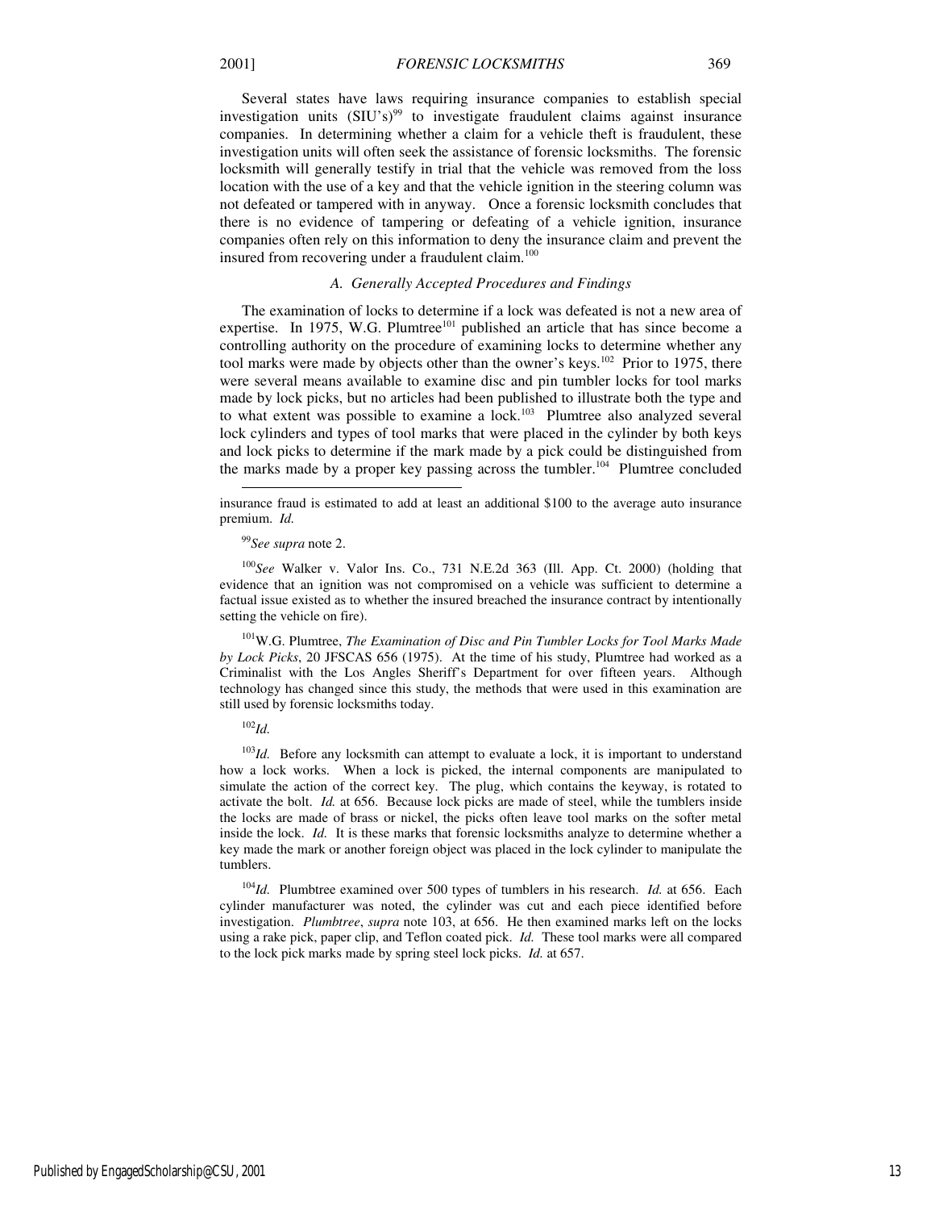Several states have laws requiring insurance companies to establish special investigation units (SIU's)[99] to investigate fraudulent claims against insurance companies. In determining whether a claim for a vehicle theft is fraudulent, these investigation units will often seek the assistance of forensic locksmiths. The forensic locksmith will generally testify in trial that the vehicle was removed from the loss location with the use of a key and that the vehicle ignition in the steering column was not defeated or tampered with in anyway. Once a forensic locksmith concludes that there is no evidence of tampering or defeating of a vehicle ignition, insurance companies often rely on this information to deny the insurance claim and prevent the insured from recovering under a fraudulent claim.[100]

### *A. Generally Accepted Procedures and Findings*

The examination of locks to determine if a lock was defeated is not a new area of expertise. In 1975, W.G. Plumtree[101] published an article that has since become a controlling authority on the procedure of examining locks to determine whether any tool marks were made by objects other than the owner's keys.[102] Prior to 1975, there were several means available to examine disc and pin tumbler locks for tool marks made by lock picks, but no articles had been published to illustrate both the type and to what extent was possible to examine a lock.[103] Plumtree also analyzed several lock cylinders and types of tool marks that were placed in the cylinder by both keys and lock picks to determine if the mark made by a pick could be distinguished from the marks made by a proper key passing across the tumbler.[104] Plumtree concluded

---

insurance fraud is estimated to add at least an additional $100 to the average auto insurance premium. *Id.*

[99]*See supra* note 2.

[100]*See* Walker v. Valor Ins. Co., 731 N.E.2d 363 (Ill. App. Ct. 2000) (holding that evidence that an ignition was not compromised on a vehicle was sufficient to determine a factual issue existed as to whether the insured breached the insurance contract by intentionally setting the vehicle on fire).

[101]W.G. Plumtree, *The Examination of Disc and Pin Tumbler Locks for Tool Marks Made by Lock Picks*, 20 JFSCAS 656 (1975). At the time of his study, Plumtree had worked as a Criminalist with the Los Angles Sheriff's Department for over fifteen years. Although technology has changed since this study, the methods that were used in this examination are still used by forensic locksmiths today.

[102]*Id.*

[103]*Id.* Before any locksmith can attempt to evaluate a lock, it is important to understand how a lock works. When a lock is picked, the internal components are manipulated to simulate the action of the correct key. The plug, which contains the keyway, is rotated to activate the bolt. *Id.* at 656. Because lock picks are made of steel, while the tumblers inside the locks are made of brass or nickel, the picks often leave tool marks on the softer metal inside the lock. *Id.* It is these marks that forensic locksmiths analyze to determine whether a key made the mark or another foreign object was placed in the lock cylinder to manipulate the tumblers.

[104]*Id.* Plumbtree examined over 500 types of tumblers in his research. *Id.* at 656. Each cylinder manufacturer was noted, the cylinder was cut and each piece identified before investigation. *Plumbtree*, *supra* note 103, at 656. He then examined marks left on the locks using a rake pick, paper clip, and Teflon coated pick. *Id.* These tool marks were all compared to the lock pick marks made by spring steel lock picks. *Id.* at 657.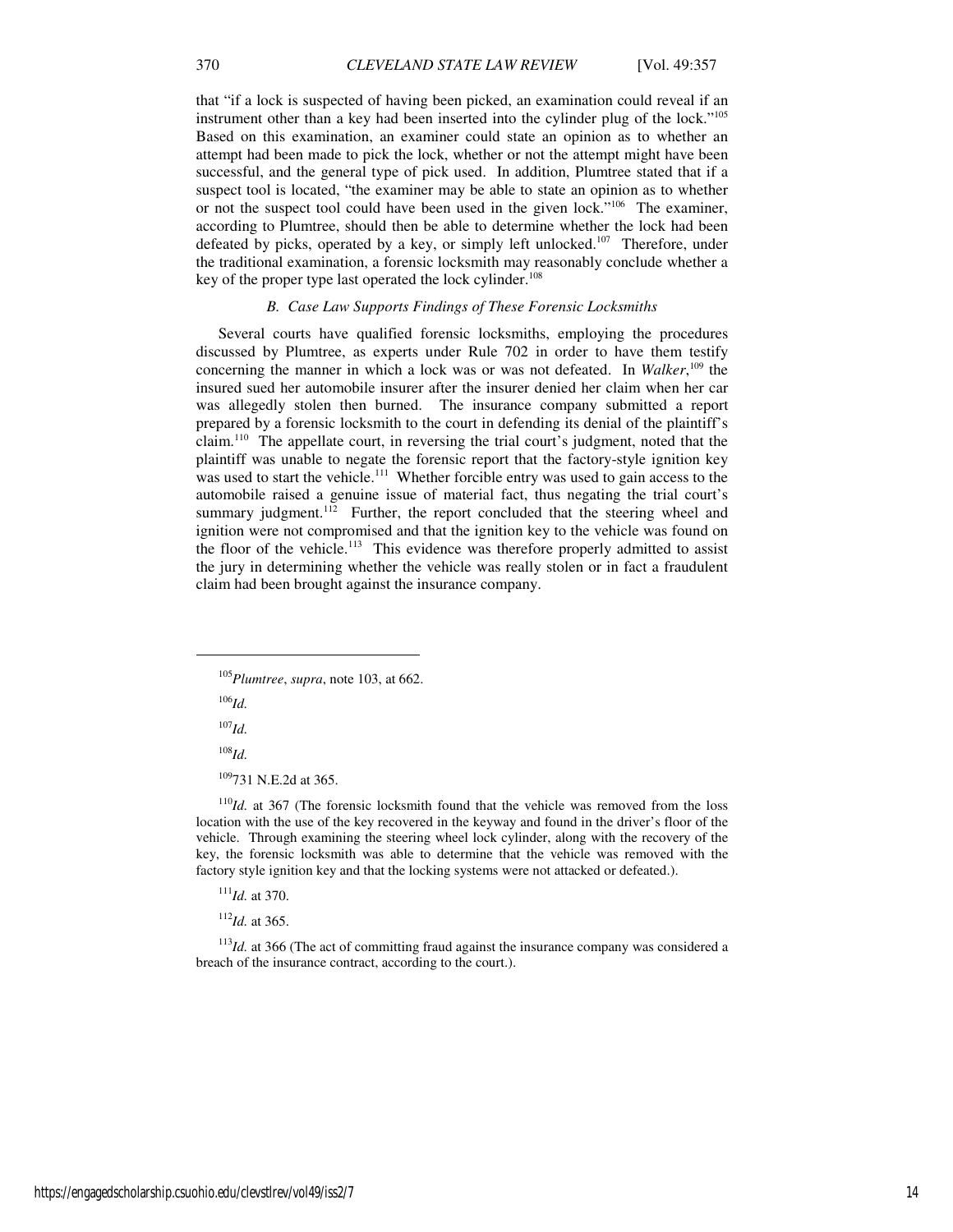that "if a lock is suspected of having been picked, an examination could reveal if an instrument other than a key had been inserted into the cylinder plug of the lock."[105] Based on this examination, an examiner could state an opinion as to whether an attempt had been made to pick the lock, whether or not the attempt might have been successful, and the general type of pick used. In addition, Plumtree stated that if a suspect tool is located, "the examiner may be able to state an opinion as to whether or not the suspect tool could have been used in the given lock."[106] The examiner, according to Plumtree, should then be able to determine whether the lock had been defeated by picks, operated by a key, or simply left unlocked.[107] Therefore, under the traditional examination, a forensic locksmith may reasonably conclude whether a key of the proper type last operated the lock cylinder.[108]

### *B. Case Law Supports Findings of These Forensic Locksmiths*

Several courts have qualified forensic locksmiths, employing the procedures discussed by Plumtree, as experts under Rule 702 in order to have them testify concerning the manner in which a lock was or was not defeated. In *Walker*,[109] the insured sued her automobile insurer after the insurer denied her claim when her car was allegedly stolen then burned. The insurance company submitted a report prepared by a forensic locksmith to the court in defending its denial of the plaintiff's claim.[110] The appellate court, in reversing the trial court's judgment, noted that the plaintiff was unable to negate the forensic report that the factory-style ignition key was used to start the vehicle.[111] Whether forcible entry was used to gain access to the automobile raised a genuine issue of material fact, thus negating the trial court's summary judgment.[112] Further, the report concluded that the steering wheel and ignition were not compromised and that the ignition key to the vehicle was found on the floor of the vehicle.[113] This evidence was therefore properly admitted to assist the jury in determining whether the vehicle was really stolen or in fact a fraudulent claim had been brought against the insurance company.

---

[105]*Plumtree*, *supra*, note 103, at 662.

[106]*Id.*

[107]*Id.*

[108]*Id.*

[109]731 N.E.2d at 365.

[110]*Id.* at 367 (The forensic locksmith found that the vehicle was removed from the loss location with the use of the key recovered in the keyway and found in the driver's floor of the vehicle. Through examining the steering wheel lock cylinder, along with the recovery of the key, the forensic locksmith was able to determine that the vehicle was removed with the factory style ignition key and that the locking systems were not attacked or defeated.).

[111]*Id.* at 370.

[112]*Id.* at 365.

[113]*Id.* at 366 (The act of committing fraud against the insurance company was considered a breach of the insurance contract, according to the court.).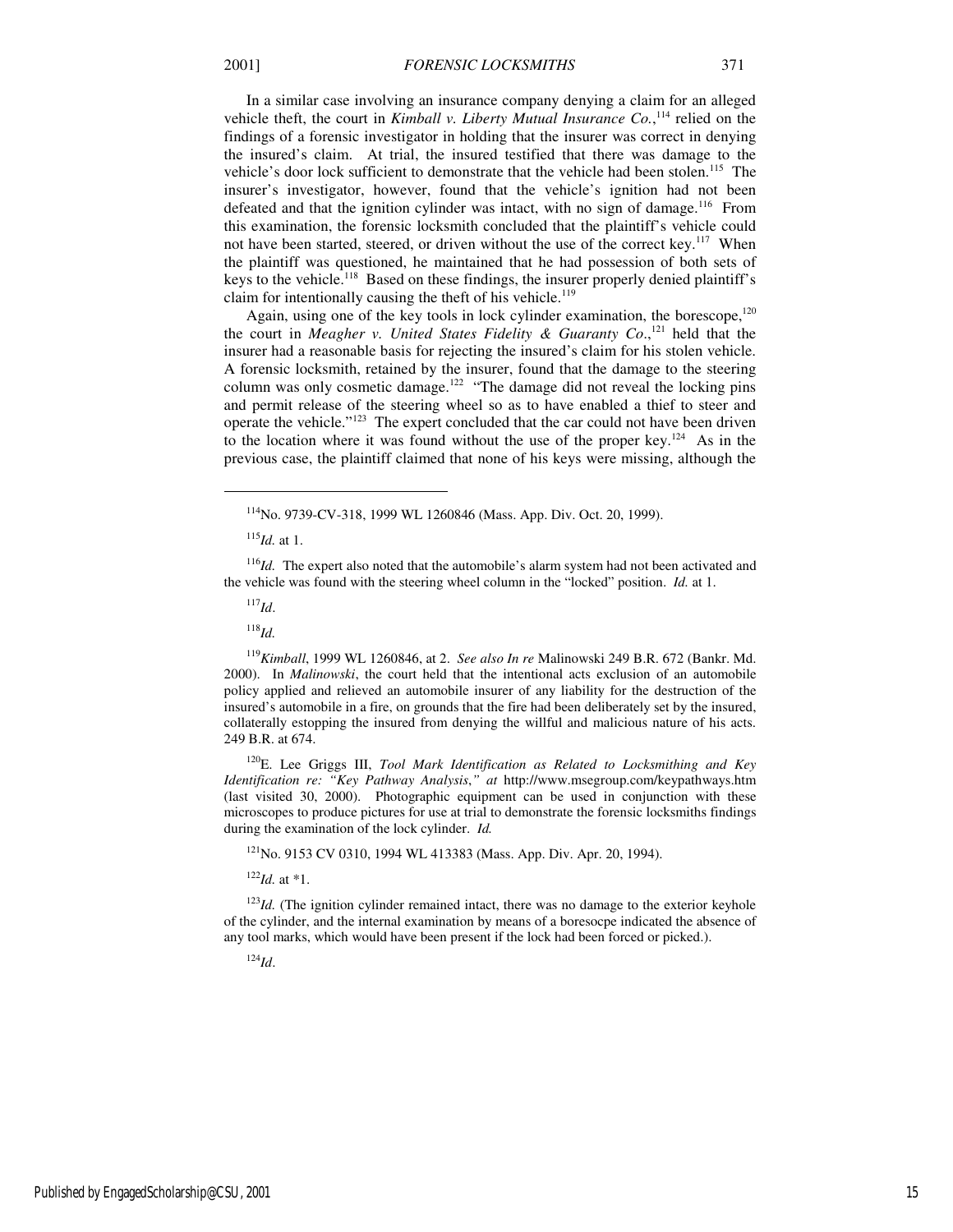In a similar case involving an insurance company denying a claim for an alleged vehicle theft, the court in *Kimball v. Liberty Mutual Insurance Co.*,[114] relied on the findings of a forensic investigator in holding that the insurer was correct in denying the insured's claim. At trial, the insured testified that there was damage to the vehicle's door lock sufficient to demonstrate that the vehicle had been stolen.[115] The insurer's investigator, however, found that the vehicle's ignition had not been defeated and that the ignition cylinder was intact, with no sign of damage.[116] From this examination, the forensic locksmith concluded that the plaintiff's vehicle could not have been started, steered, or driven without the use of the correct key.[117] When the plaintiff was questioned, he maintained that he had possession of both sets of keys to the vehicle.[118] Based on these findings, the insurer properly denied plaintiff's claim for intentionally causing the theft of his vehicle.[119]

Again, using one of the key tools in lock cylinder examination, the borescope,[120] the court in *Meagher v. United States Fidelity & Guaranty Co*.,[121] held that the insurer had a reasonable basis for rejecting the insured's claim for his stolen vehicle. A forensic locksmith, retained by the insurer, found that the damage to the steering column was only cosmetic damage.[122] "The damage did not reveal the locking pins and permit release of the steering wheel so as to have enabled a thief to steer and operate the vehicle."[123] The expert concluded that the car could not have been driven to the location where it was found without the use of the proper key.[124] As in the previous case, the plaintiff claimed that none of his keys were missing, although the

---

[114]No. 9739-CV-318, 1999 WL 1260846 (Mass. App. Div. Oct. 20, 1999).

[115]*Id.* at 1.

[116]*Id.* The expert also noted that the automobile's alarm system had not been activated and the vehicle was found with the steering wheel column in the "locked" position. *Id.* at 1.

[117]*Id*.

[118]*Id.*

[119]*Kimball*, 1999 WL 1260846, at 2. *See also In re* Malinowski 249 B.R. 672 (Bankr. Md. 2000). In *Malinowski*, the court held that the intentional acts exclusion of an automobile policy applied and relieved an automobile insurer of any liability for the destruction of the insured's automobile in a fire, on grounds that the fire had been deliberately set by the insured, collaterally estopping the insured from denying the willful and malicious nature of his acts. 249 B.R. at 674.

[120]E. Lee Griggs III, *Tool Mark Identification as Related to Locksmithing and Key Identification re: "Key Pathway Analysis*,*" at* http://www.msegroup.com/keypathways.htm (last visited 30, 2000). Photographic equipment can be used in conjunction with these microscopes to produce pictures for use at trial to demonstrate the forensic locksmiths findings during the examination of the lock cylinder. *Id.*

[121]No. 9153 CV 0310, 1994 WL 413383 (Mass. App. Div. Apr. 20, 1994).

[122]*Id.* at \*1.

[123]*Id.* (The ignition cylinder remained intact, there was no damage to the exterior keyhole of the cylinder, and the internal examination by means of a boresocpe indicated the absence of any tool marks, which would have been present if the lock had been forced or picked.).

[124]*Id*.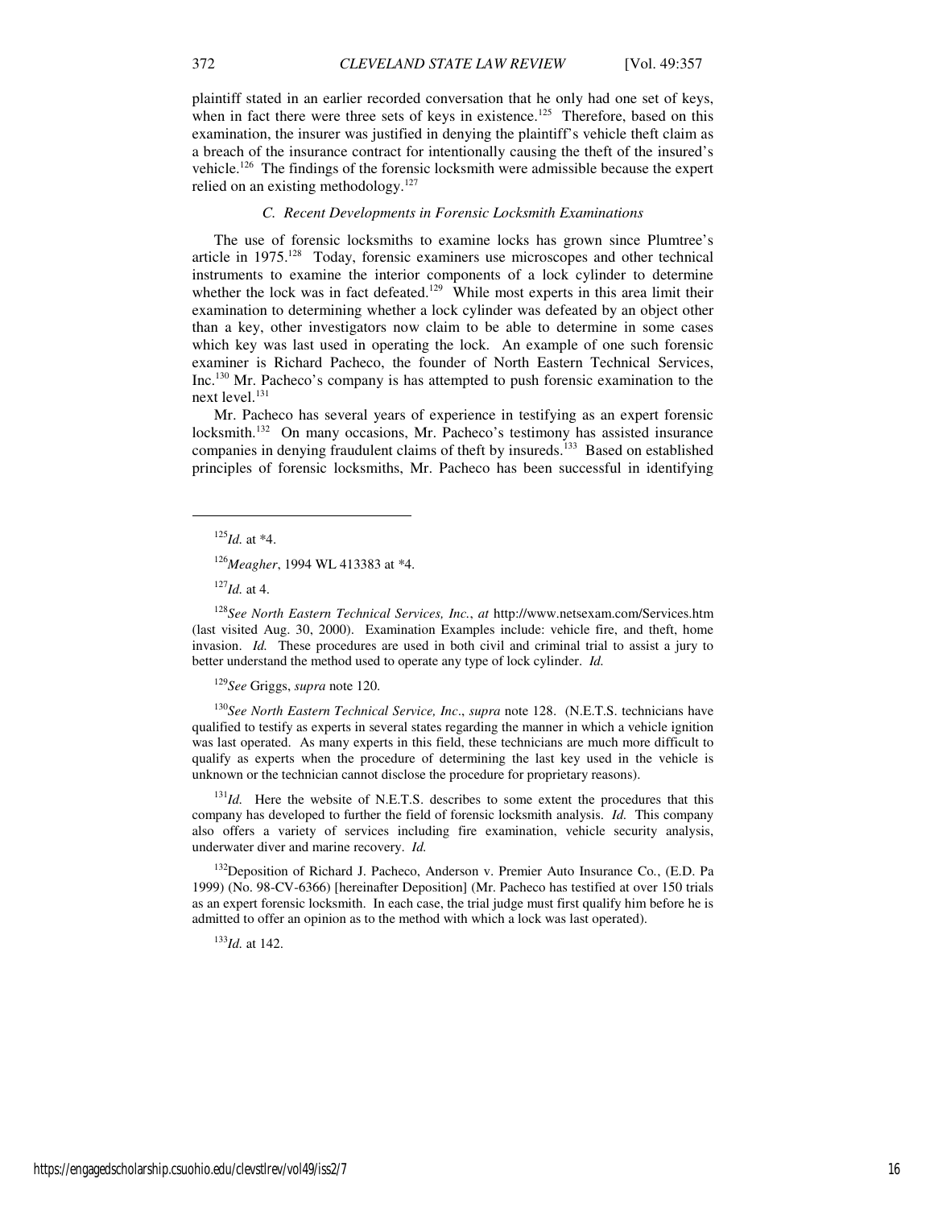plaintiff stated in an earlier recorded conversation that he only had one set of keys, when in fact there were three sets of keys in existence.[125] Therefore, based on this examination, the insurer was justified in denying the plaintiff's vehicle theft claim as a breach of the insurance contract for intentionally causing the theft of the insured's vehicle.[126] The findings of the forensic locksmith were admissible because the expert relied on an existing methodology.[127]

### *C. Recent Developments in Forensic Locksmith Examinations*

The use of forensic locksmiths to examine locks has grown since Plumtree's article in 1975.[128] Today, forensic examiners use microscopes and other technical instruments to examine the interior components of a lock cylinder to determine whether the lock was in fact defeated.[129] While most experts in this area limit their examination to determining whether a lock cylinder was defeated by an object other than a key, other investigators now claim to be able to determine in some cases which key was last used in operating the lock. An example of one such forensic examiner is Richard Pacheco, the founder of North Eastern Technical Services, Inc.[130] Mr. Pacheco's company is has attempted to push forensic examination to the next level.[131]

Mr. Pacheco has several years of experience in testifying as an expert forensic locksmith.[132] On many occasions, Mr. Pacheco's testimony has assisted insurance companies in denying fraudulent claims of theft by insureds.[133] Based on established principles of forensic locksmiths, Mr. Pacheco has been successful in identifying

---

[125] *Id.* at *4.

[126] *Meagher*, 1994 WL 413383 at *4.

[127] *Id.* at 4.

[128] *See North Eastern Technical Services, Inc.*, *at* http://www.netsexam.com/Services.htm (last visited Aug. 30, 2000). Examination Examples include: vehicle fire, and theft, home invasion. *Id.* These procedures are used in both civil and criminal trial to assist a jury to better understand the method used to operate any type of lock cylinder. *Id.*

[129] *See* Griggs, *supra* note 120.

[130] *See North Eastern Technical Service, Inc*., *supra* note 128. (N.E.T.S. technicians have qualified to testify as experts in several states regarding the manner in which a vehicle ignition was last operated. As many experts in this field, these technicians are much more difficult to qualify as experts when the procedure of determining the last key used in the vehicle is unknown or the technician cannot disclose the procedure for proprietary reasons).

[131] *Id.* Here the website of N.E.T.S. describes to some extent the procedures that this company has developed to further the field of forensic locksmith analysis. *Id.* This company also offers a variety of services including fire examination, vehicle security analysis, underwater diver and marine recovery. *Id.*

[132] Deposition of Richard J. Pacheco, Anderson v. Premier Auto Insurance Co., (E.D. Pa 1999) (No. 98-CV-6366) [hereinafter Deposition] (Mr. Pacheco has testified at over 150 trials as an expert forensic locksmith. In each case, the trial judge must first qualify him before he is admitted to offer an opinion as to the method with which a lock was last operated).

[133] *Id.* at 142.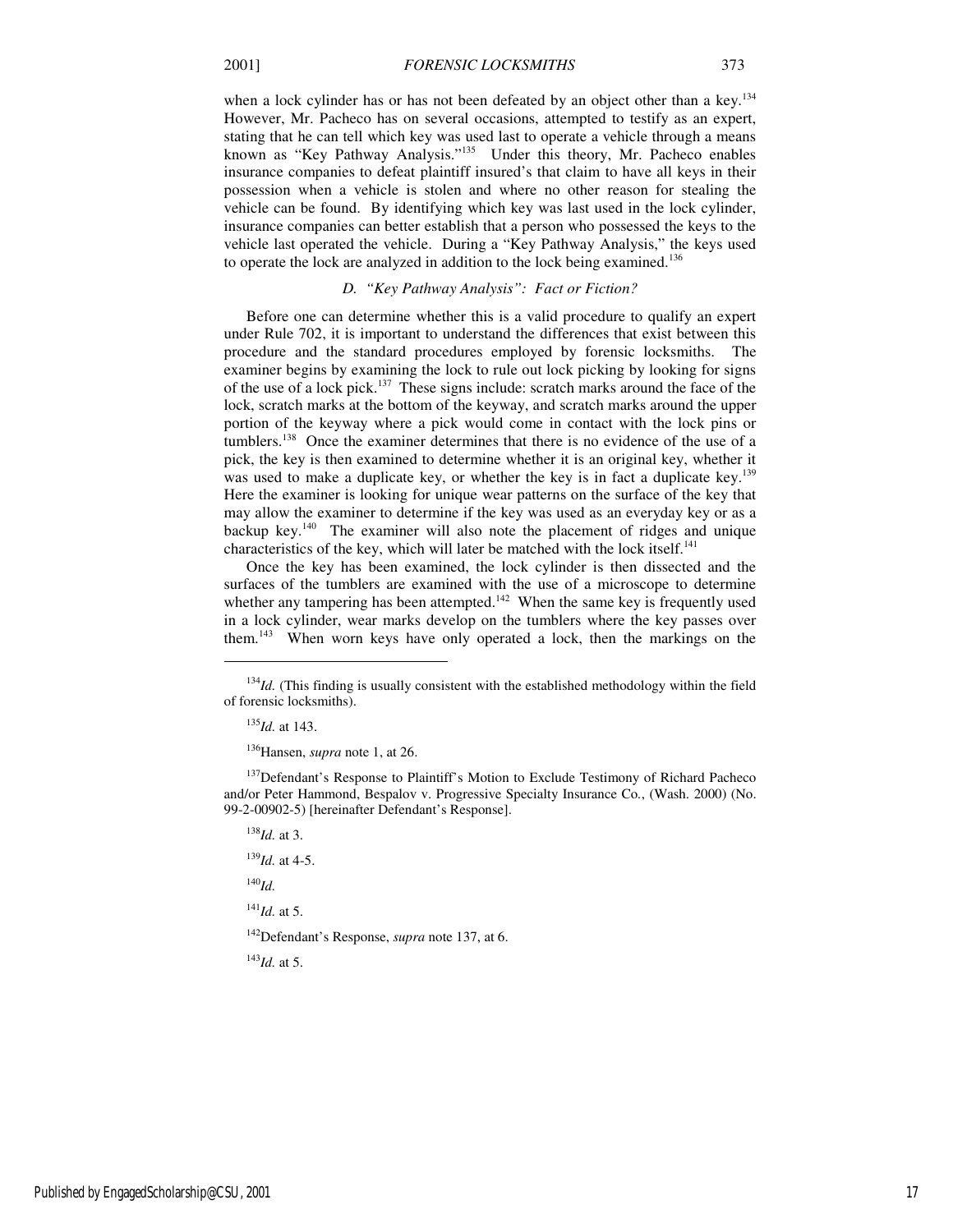when a lock cylinder has or has not been defeated by an object other than a key.[134] However, Mr. Pacheco has on several occasions, attempted to testify as an expert, stating that he can tell which key was used last to operate a vehicle through a means known as "Key Pathway Analysis."[135] Under this theory, Mr. Pacheco enables insurance companies to defeat plaintiff insured's that claim to have all keys in their possession when a vehicle is stolen and where no other reason for stealing the vehicle can be found. By identifying which key was last used in the lock cylinder, insurance companies can better establish that a person who possessed the keys to the vehicle last operated the vehicle. During a "Key Pathway Analysis," the keys used to operate the lock are analyzed in addition to the lock being examined.[136]

### *D. "Key Pathway Analysis": Fact or Fiction?*

Before one can determine whether this is a valid procedure to qualify an expert under Rule 702, it is important to understand the differences that exist between this procedure and the standard procedures employed by forensic locksmiths. The examiner begins by examining the lock to rule out lock picking by looking for signs of the use of a lock pick.[137] These signs include: scratch marks around the face of the lock, scratch marks at the bottom of the keyway, and scratch marks around the upper portion of the keyway where a pick would come in contact with the lock pins or tumblers.[138] Once the examiner determines that there is no evidence of the use of a pick, the key is then examined to determine whether it is an original key, whether it was used to make a duplicate key, or whether the key is in fact a duplicate key.[139] Here the examiner is looking for unique wear patterns on the surface of the key that may allow the examiner to determine if the key was used as an everyday key or as a backup key.[140] The examiner will also note the placement of ridges and unique characteristics of the key, which will later be matched with the lock itself.[141]

Once the key has been examined, the lock cylinder is then dissected and the surfaces of the tumblers are examined with the use of a microscope to determine whether any tampering has been attempted.[142] When the same key is frequently used in a lock cylinder, wear marks develop on the tumblers where the key passes over them.[143] When worn keys have only operated a lock, then the markings on the

---

[134] *Id.* (This finding is usually consistent with the established methodology within the field of forensic locksmiths).

[135] *Id.* at 143.

[136] Hansen, *supra* note 1, at 26.

[137] Defendant's Response to Plaintiff's Motion to Exclude Testimony of Richard Pacheco and/or Peter Hammond, Bespalov v. Progressive Specialty Insurance Co., (Wash. 2000) (No. 99-2-00902-5) [hereinafter Defendant's Response].

[138] *Id.* at 3.

[139] *Id.* at 4-5.

[140] *Id.*

[141] *Id.* at 5.

[142] Defendant's Response, *supra* note 137, at 6.

[143] *Id.* at 5.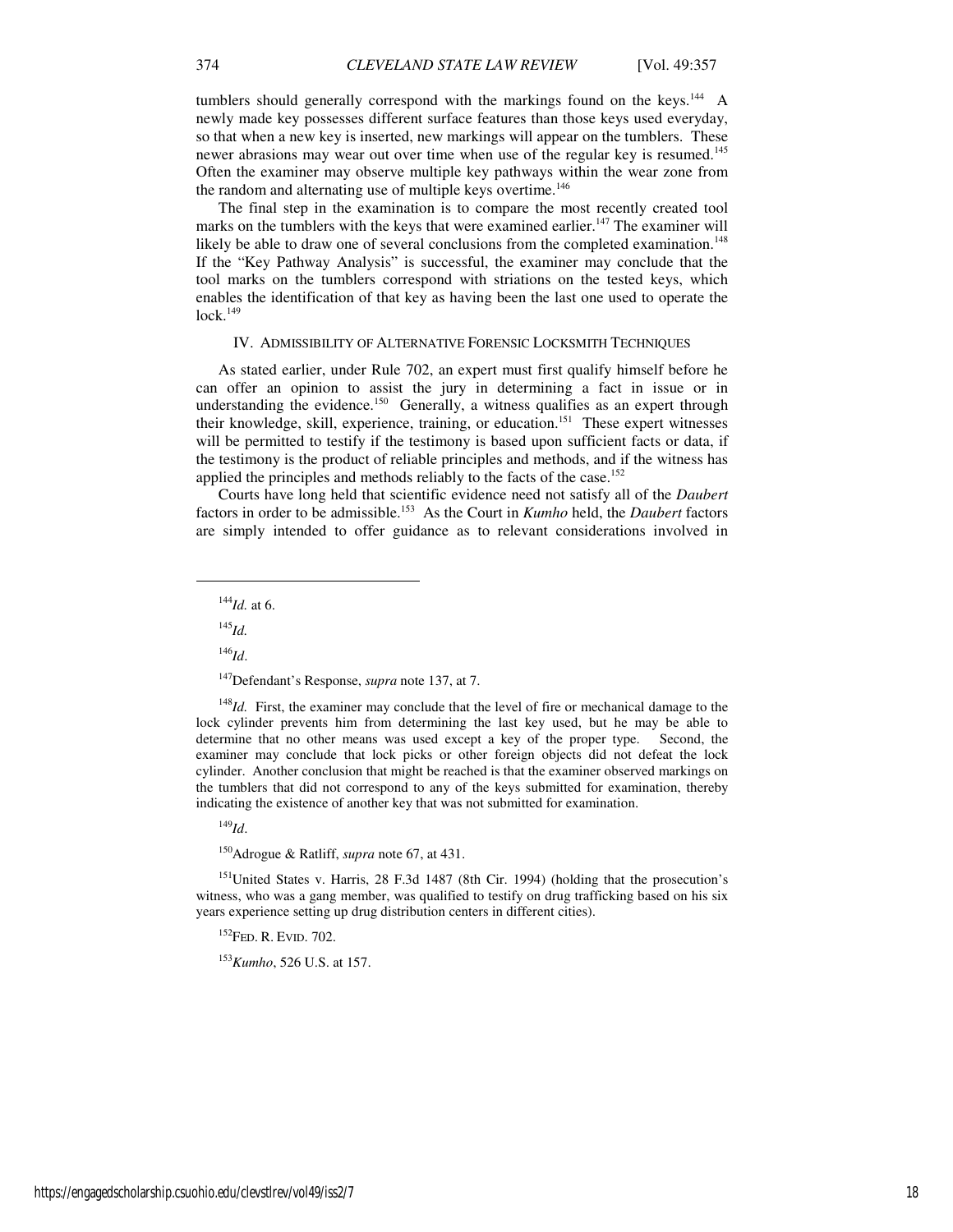tumblers should generally correspond with the markings found on the keys.[144] A newly made key possesses different surface features than those keys used everyday, so that when a new key is inserted, new markings will appear on the tumblers. These newer abrasions may wear out over time when use of the regular key is resumed.[145] Often the examiner may observe multiple key pathways within the wear zone from the random and alternating use of multiple keys overtime.[146]

The final step in the examination is to compare the most recently created tool marks on the tumblers with the keys that were examined earlier.[147] The examiner will likely be able to draw one of several conclusions from the completed examination.[148] If the "Key Pathway Analysis" is successful, the examiner may conclude that the tool marks on the tumblers correspond with striations on the tested keys, which enables the identification of that key as having been the last one used to operate the lock.[149]

## IV. ADMISSIBILITY OF ALTERNATIVE FORENSIC LOCKSMITH TECHNIQUES

As stated earlier, under Rule 702, an expert must first qualify himself before he can offer an opinion to assist the jury in determining a fact in issue or in understanding the evidence.[150] Generally, a witness qualifies as an expert through their knowledge, skill, experience, training, or education.[151] These expert witnesses will be permitted to testify if the testimony is based upon sufficient facts or data, if the testimony is the product of reliable principles and methods, and if the witness has applied the principles and methods reliably to the facts of the case.[152]

Courts have long held that scientific evidence need not satisfy all of the *Daubert* factors in order to be admissible.[153] As the Court in *Kumho* held, the *Daubert* factors are simply intended to offer guidance as to relevant considerations involved in

---

[144] *Id.* at 6.

[145] *Id.*

[146] *Id*.

[147] Defendant's Response, *supra* note 137, at 7.

[148] *Id.* First, the examiner may conclude that the level of fire or mechanical damage to the lock cylinder prevents him from determining the last key used, but he may be able to determine that no other means was used except a key of the proper type. Second, the examiner may conclude that lock picks or other foreign objects did not defeat the lock cylinder. Another conclusion that might be reached is that the examiner observed markings on the tumblers that did not correspond to any of the keys submitted for examination, thereby indicating the existence of another key that was not submitted for examination.

[149] *Id*.

[150] Adrogue & Ratliff, *supra* note 67, at 431.

[151] United States v. Harris, 28 F.3d 1487 (8th Cir. 1994) (holding that the prosecution's witness, who was a gang member, was qualified to testify on drug trafficking based on his six years experience setting up drug distribution centers in different cities).

[152] FED. R. EVID. 702.

[153] *Kumho*, 526 U.S. at 157.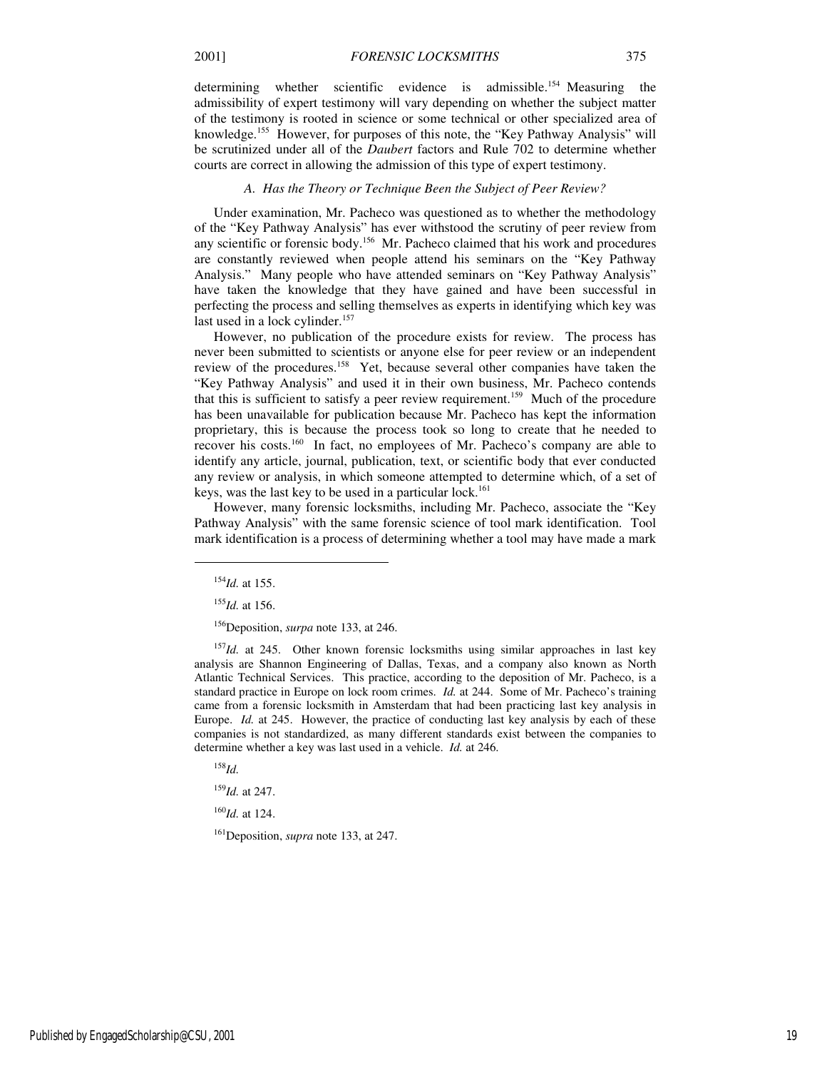determining whether scientific evidence is admissible.[154] Measuring the admissibility of expert testimony will vary depending on whether the subject matter of the testimony is rooted in science or some technical or other specialized area of knowledge.[155] However, for purposes of this note, the "Key Pathway Analysis" will be scrutinized under all of the *Daubert* factors and Rule 702 to determine whether courts are correct in allowing the admission of this type of expert testimony.

### *A. Has the Theory or Technique Been the Subject of Peer Review?*

Under examination, Mr. Pacheco was questioned as to whether the methodology of the "Key Pathway Analysis" has ever withstood the scrutiny of peer review from any scientific or forensic body.[156] Mr. Pacheco claimed that his work and procedures are constantly reviewed when people attend his seminars on the "Key Pathway Analysis." Many people who have attended seminars on "Key Pathway Analysis" have taken the knowledge that they have gained and have been successful in perfecting the process and selling themselves as experts in identifying which key was last used in a lock cylinder.[157]

However, no publication of the procedure exists for review. The process has never been submitted to scientists or anyone else for peer review or an independent review of the procedures.[158] Yet, because several other companies have taken the "Key Pathway Analysis" and used it in their own business, Mr. Pacheco contends that this is sufficient to satisfy a peer review requirement.[159] Much of the procedure has been unavailable for publication because Mr. Pacheco has kept the information proprietary, this is because the process took so long to create that he needed to recover his costs.[160] In fact, no employees of Mr. Pacheco's company are able to identify any article, journal, publication, text, or scientific body that ever conducted any review or analysis, in which someone attempted to determine which, of a set of keys, was the last key to be used in a particular lock.[161]

However, many forensic locksmiths, including Mr. Pacheco, associate the "Key Pathway Analysis" with the same forensic science of tool mark identification. Tool mark identification is a process of determining whether a tool may have made a mark

---

[154] *Id.* at 155.

[155] *Id.* at 156.

[156] Deposition, *surpa* note 133, at 246.

[157] *Id.* at 245. Other known forensic locksmiths using similar approaches in last key analysis are Shannon Engineering of Dallas, Texas, and a company also known as North Atlantic Technical Services. This practice, according to the deposition of Mr. Pacheco, is a standard practice in Europe on lock room crimes. *Id.* at 244. Some of Mr. Pacheco's training came from a forensic locksmith in Amsterdam that had been practicing last key analysis in Europe. *Id.* at 245. However, the practice of conducting last key analysis by each of these companies is not standardized, as many different standards exist between the companies to determine whether a key was last used in a vehicle. *Id.* at 246.

[158] *Id.*

[159] *Id.* at 247.

[160] *Id.* at 124.

[161] Deposition, *supra* note 133, at 247.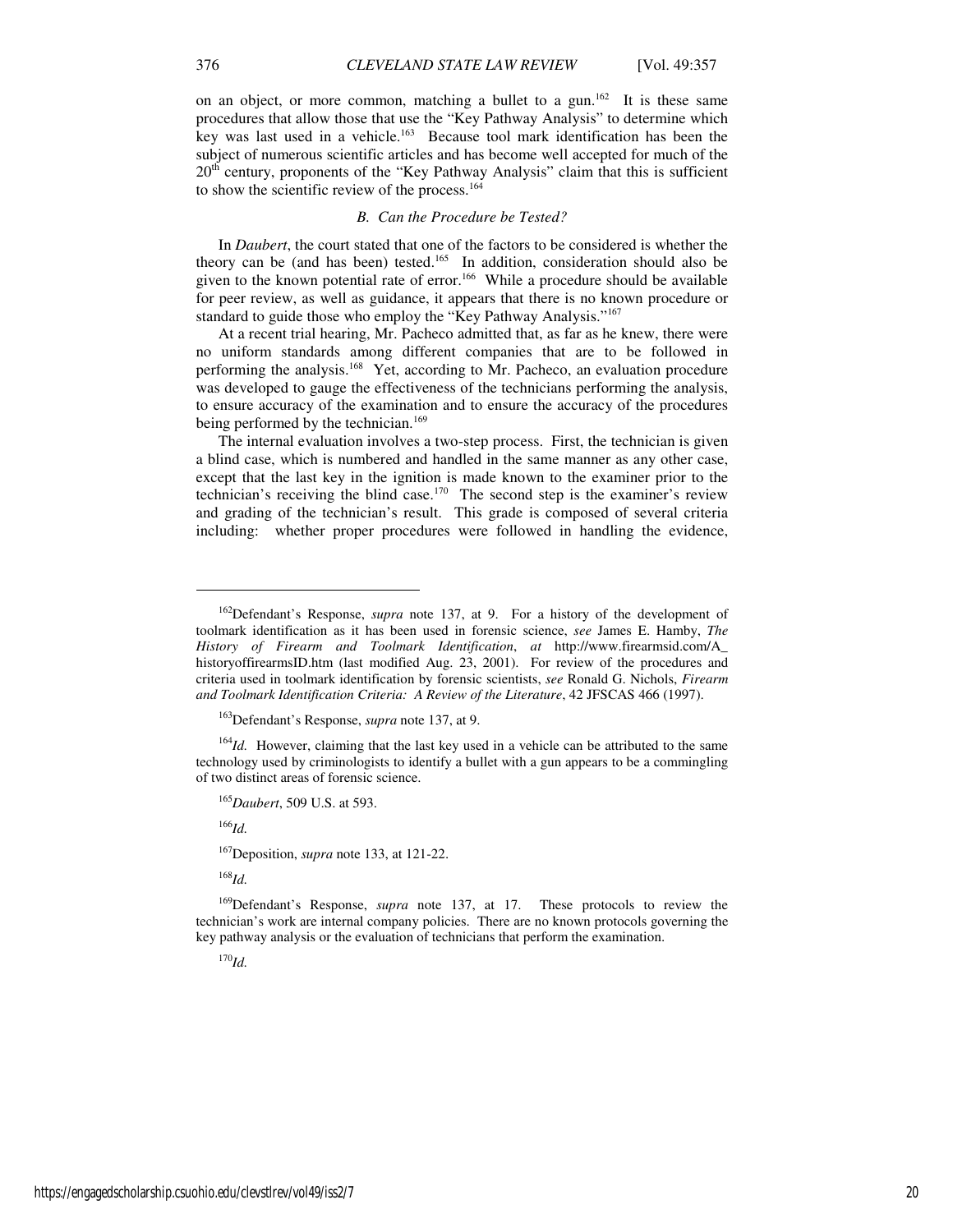on an object, or more common, matching a bullet to a gun.[162] It is these same procedures that allow those that use the "Key Pathway Analysis" to determine which key was last used in a vehicle.[163] Because tool mark identification has been the subject of numerous scientific articles and has become well accepted for much of the 20th century, proponents of the "Key Pathway Analysis" claim that this is sufficient to show the scientific review of the process.[164]

### *B. Can the Procedure be Tested?*

In *Daubert*, the court stated that one of the factors to be considered is whether the theory can be (and has been) tested.[165] In addition, consideration should also be given to the known potential rate of error.[166] While a procedure should be available for peer review, as well as guidance, it appears that there is no known procedure or standard to guide those who employ the "Key Pathway Analysis."[167]

At a recent trial hearing, Mr. Pacheco admitted that, as far as he knew, there were no uniform standards among different companies that are to be followed in performing the analysis.[168] Yet, according to Mr. Pacheco, an evaluation procedure was developed to gauge the effectiveness of the technicians performing the analysis, to ensure accuracy of the examination and to ensure the accuracy of the procedures being performed by the technician.[169]

The internal evaluation involves a two-step process. First, the technician is given a blind case, which is numbered and handled in the same manner as any other case, except that the last key in the ignition is made known to the examiner prior to the technician's receiving the blind case.[170] The second step is the examiner's review and grading of the technician's result. This grade is composed of several criteria including: whether proper procedures were followed in handling the evidence,

---

[162]Defendant's Response, *supra* note 137, at 9. For a history of the development of toolmark identification as it has been used in forensic science, *see* James E. Hamby, *The History of Firearm and Toolmark Identification*, *at* http://www.firearmsid.com/A_historyoffirearmsID.htm (last modified Aug. 23, 2001). For review of the procedures and criteria used in toolmark identification by forensic scientists, *see* Ronald G. Nichols, *Firearm and Toolmark Identification Criteria: A Review of the Literature*, 42 JFSCAS 466 (1997).

[163]Defendant's Response, *supra* note 137, at 9.

[164]*Id.* However, claiming that the last key used in a vehicle can be attributed to the same technology used by criminologists to identify a bullet with a gun appears to be a commingling of two distinct areas of forensic science.

[165]*Daubert*, 509 U.S. at 593.

[166]*Id.*

[167]Deposition, *supra* note 133, at 121-22.

[168]*Id.*

[169]Defendant's Response, *supra* note 137, at 17. These protocols to review the technician's work are internal company policies. There are no known protocols governing the key pathway analysis or the evaluation of technicians that perform the examination.

[170]*Id.*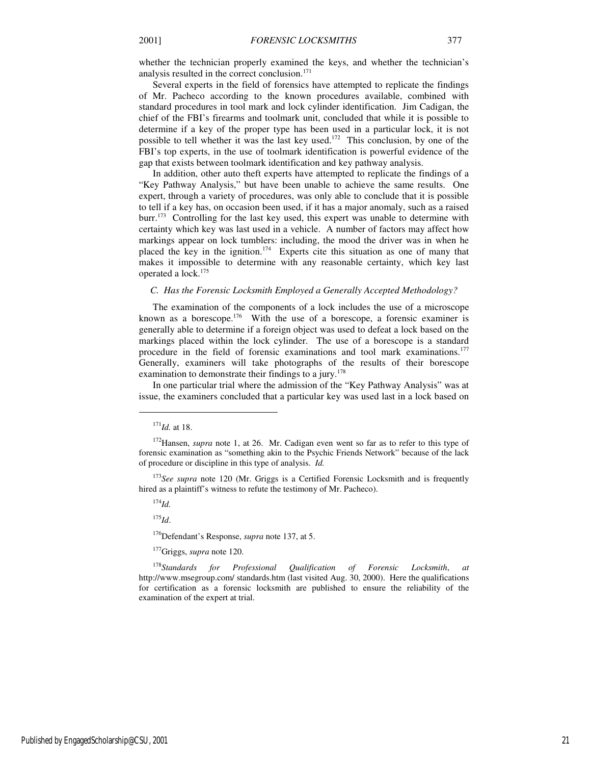whether the technician properly examined the keys, and whether the technician's analysis resulted in the correct conclusion.[171]

Several experts in the field of forensics have attempted to replicate the findings of Mr. Pacheco according to the known procedures available, combined with standard procedures in tool mark and lock cylinder identification. Jim Cadigan, the chief of the FBI's firearms and toolmark unit, concluded that while it is possible to determine if a key of the proper type has been used in a particular lock, it is not possible to tell whether it was the last key used.[172] This conclusion, by one of the FBI's top experts, in the use of toolmark identification is powerful evidence of the gap that exists between toolmark identification and key pathway analysis.

In addition, other auto theft experts have attempted to replicate the findings of a "Key Pathway Analysis," but have been unable to achieve the same results. One expert, through a variety of procedures, was only able to conclude that it is possible to tell if a key has, on occasion been used, if it has a major anomaly, such as a raised burr.[173] Controlling for the last key used, this expert was unable to determine with certainty which key was last used in a vehicle. A number of factors may affect how markings appear on lock tumblers: including, the mood the driver was in when he placed the key in the ignition.[174] Experts cite this situation as one of many that makes it impossible to determine with any reasonable certainty, which key last operated a lock.[175]

### *C. Has the Forensic Locksmith Employed a Generally Accepted Methodology?*

The examination of the components of a lock includes the use of a microscope known as a borescope.[176] With the use of a borescope, a forensic examiner is generally able to determine if a foreign object was used to defeat a lock based on the markings placed within the lock cylinder. The use of a borescope is a standard procedure in the field of forensic examinations and tool mark examinations.[177] Generally, examiners will take photographs of the results of their borescope examination to demonstrate their findings to a jury.[178]

In one particular trial where the admission of the "Key Pathway Analysis" was at issue, the examiners concluded that a particular key was used last in a lock based on

---

[171] *Id.* at 18.

[172] Hansen, *supra* note 1, at 26. Mr. Cadigan even went so far as to refer to this type of forensic examination as "something akin to the Psychic Friends Network" because of the lack of procedure or discipline in this type of analysis. *Id.*

[173] *See supra* note 120 (Mr. Griggs is a Certified Forensic Locksmith and is frequently hired as a plaintiff's witness to refute the testimony of Mr. Pacheco).

[174] *Id.*

[175] *Id*.

[176] Defendant's Response, *supra* note 137, at 5.

[177] Griggs, *supra* note 120.

[178] *Standards for Professional Qualification of Forensic Locksmith*, *at* http://www.msegroup.com/ standards.htm (last visited Aug. 30, 2000). Here the qualifications for certification as a forensic locksmith are published to ensure the reliability of the examination of the expert at trial.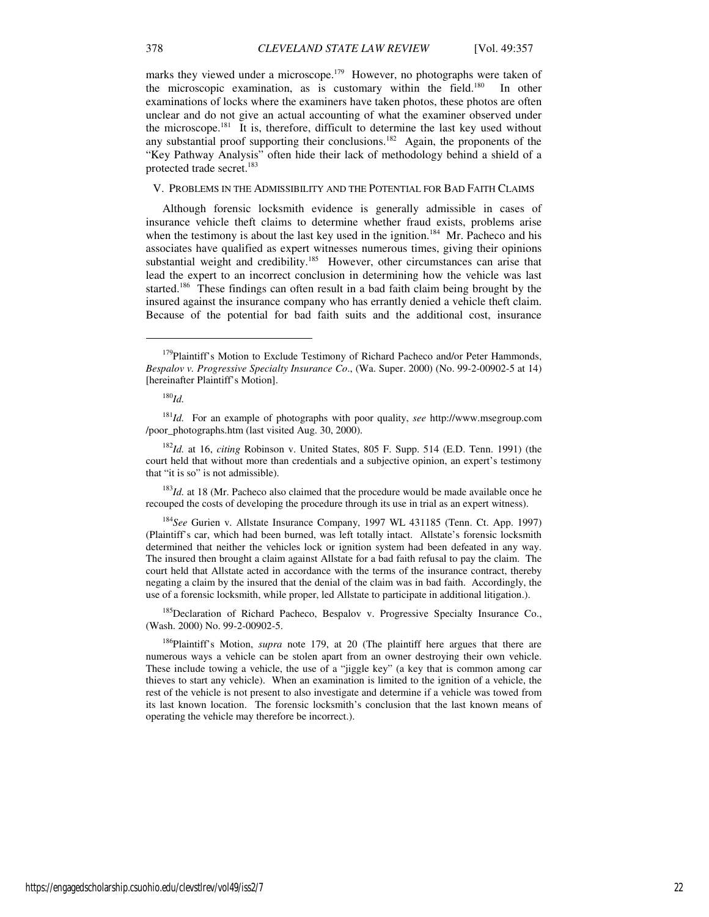marks they viewed under a microscope.[179] However, no photographs were taken of the microscopic examination, as is customary within the field.[180] In other examinations of locks where the examiners have taken photos, these photos are often unclear and do not give an actual accounting of what the examiner observed under the microscope.[181] It is, therefore, difficult to determine the last key used without any substantial proof supporting their conclusions.[182] Again, the proponents of the "Key Pathway Analysis" often hide their lack of methodology behind a shield of a protected trade secret.[183]

## V. Problems in the Admissibility and the Potential for Bad Faith Claims

Although forensic locksmith evidence is generally admissible in cases of insurance vehicle theft claims to determine whether fraud exists, problems arise when the testimony is about the last key used in the ignition.[184] Mr. Pacheco and his associates have qualified as expert witnesses numerous times, giving their opinions substantial weight and credibility.[185] However, other circumstances can arise that lead the expert to an incorrect conclusion in determining how the vehicle was last started.[186] These findings can often result in a bad faith claim being brought by the insured against the insurance company who has errantly denied a vehicle theft claim. Because of the potential for bad faith suits and the additional cost, insurance

---

[179] Plaintiff's Motion to Exclude Testimony of Richard Pacheco and/or Peter Hammonds, *Bespalov v. Progressive Specialty Insurance Co*., (Wa. Super. 2000) (No. 99-2-00902-5 at 14) [hereinafter Plaintiff's Motion].

[180] *Id.*

[181] *Id.* For an example of photographs with poor quality, *see* http://www.msegroup.com /poor_photographs.htm (last visited Aug. 30, 2000).

[182] *Id.* at 16, *citing* Robinson v. United States, 805 F. Supp. 514 (E.D. Tenn. 1991) (the court held that without more than credentials and a subjective opinion, an expert's testimony that "it is so" is not admissible).

[183] *Id.* at 18 (Mr. Pacheco also claimed that the procedure would be made available once he recouped the costs of developing the procedure through its use in trial as an expert witness).

[184] *See* Gurien v. Allstate Insurance Company, 1997 WL 431185 (Tenn. Ct. App. 1997) (Plaintiff's car, which had been burned, was left totally intact. Allstate's forensic locksmith determined that neither the vehicles lock or ignition system had been defeated in any way. The insured then brought a claim against Allstate for a bad faith refusal to pay the claim. The court held that Allstate acted in accordance with the terms of the insurance contract, thereby negating a claim by the insured that the denial of the claim was in bad faith. Accordingly, the use of a forensic locksmith, while proper, led Allstate to participate in additional litigation.).

[185] Declaration of Richard Pacheco, Bespalov v. Progressive Specialty Insurance Co., (Wash. 2000) No. 99-2-00902-5.

[186] Plaintiff's Motion, *supra* note 179, at 20 (The plaintiff here argues that there are numerous ways a vehicle can be stolen apart from an owner destroying their own vehicle. These include towing a vehicle, the use of a "jiggle key" (a key that is common among car thieves to start any vehicle). When an examination is limited to the ignition of a vehicle, the rest of the vehicle is not present to also investigate and determine if a vehicle was towed from its last known location. The forensic locksmith's conclusion that the last known means of operating the vehicle may therefore be incorrect.).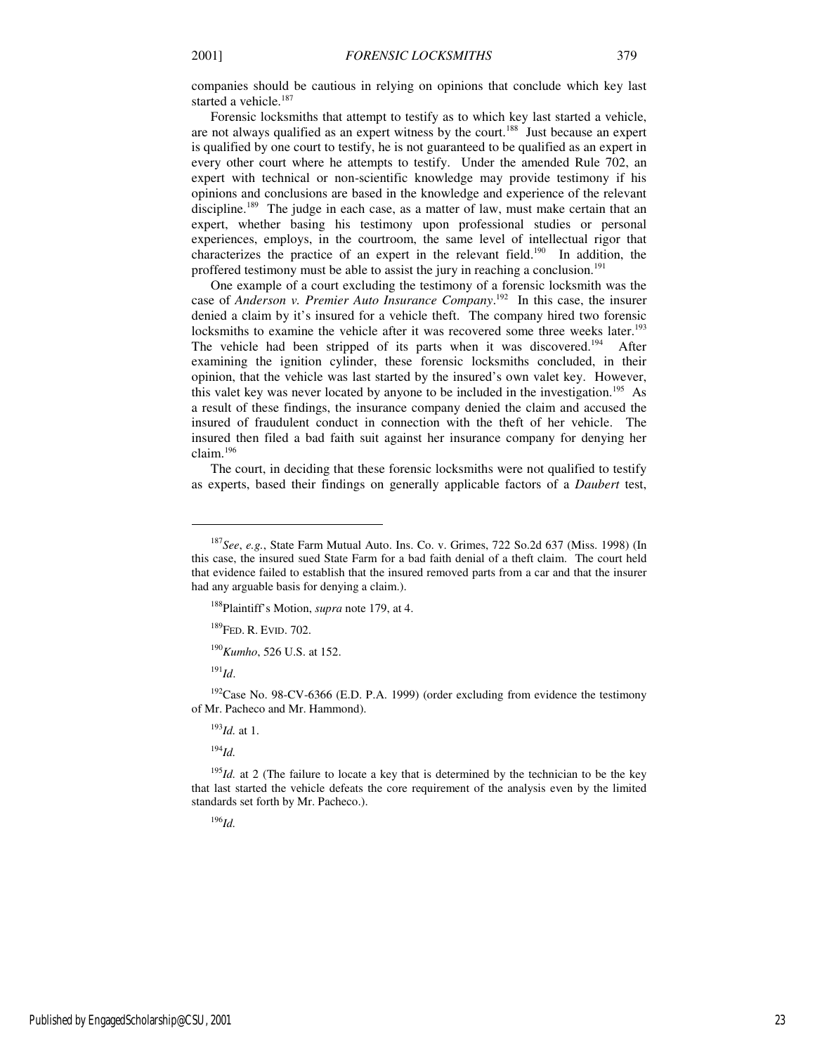companies should be cautious in relying on opinions that conclude which key last started a vehicle.[187]

Forensic locksmiths that attempt to testify as to which key last started a vehicle, are not always qualified as an expert witness by the court.[188] Just because an expert is qualified by one court to testify, he is not guaranteed to be qualified as an expert in every other court where he attempts to testify. Under the amended Rule 702, an expert with technical or non-scientific knowledge may provide testimony if his opinions and conclusions are based in the knowledge and experience of the relevant discipline.[189] The judge in each case, as a matter of law, must make certain that an expert, whether basing his testimony upon professional studies or personal experiences, employs, in the courtroom, the same level of intellectual rigor that characterizes the practice of an expert in the relevant field.[190] In addition, the proffered testimony must be able to assist the jury in reaching a conclusion.[191]

One example of a court excluding the testimony of a forensic locksmith was the case of *Anderson v. Premier Auto Insurance Company*.[192] In this case, the insurer denied a claim by it's insured for a vehicle theft. The company hired two forensic locksmiths to examine the vehicle after it was recovered some three weeks later.[193] The vehicle had been stripped of its parts when it was discovered.[194] After examining the ignition cylinder, these forensic locksmiths concluded, in their opinion, that the vehicle was last started by the insured's own valet key. However, this valet key was never located by anyone to be included in the investigation.[195] As a result of these findings, the insurance company denied the claim and accused the insured of fraudulent conduct in connection with the theft of her vehicle. The insured then filed a bad faith suit against her insurance company for denying her claim.[196]

The court, in deciding that these forensic locksmiths were not qualified to testify as experts, based their findings on generally applicable factors of a *Daubert* test,

---

[187] *See*, *e.g.*, State Farm Mutual Auto. Ins. Co. v. Grimes, 722 So.2d 637 (Miss. 1998) (In this case, the insured sued State Farm for a bad faith denial of a theft claim. The court held that evidence failed to establish that the insured removed parts from a car and that the insurer had any arguable basis for denying a claim.).

[188] Plaintiff's Motion, *supra* note 179, at 4.

[189] FED. R. EVID. 702.

[190] *Kumho*, 526 U.S. at 152.

[191] *Id*.

[192] Case No. 98-CV-6366 (E.D. P.A. 1999) (order excluding from evidence the testimony of Mr. Pacheco and Mr. Hammond).

[193] *Id.* at 1.

[194] *Id.*

[195] *Id.* at 2 (The failure to locate a key that is determined by the technician to be the key that last started the vehicle defeats the core requirement of the analysis even by the limited standards set forth by Mr. Pacheco.).

[196] *Id.*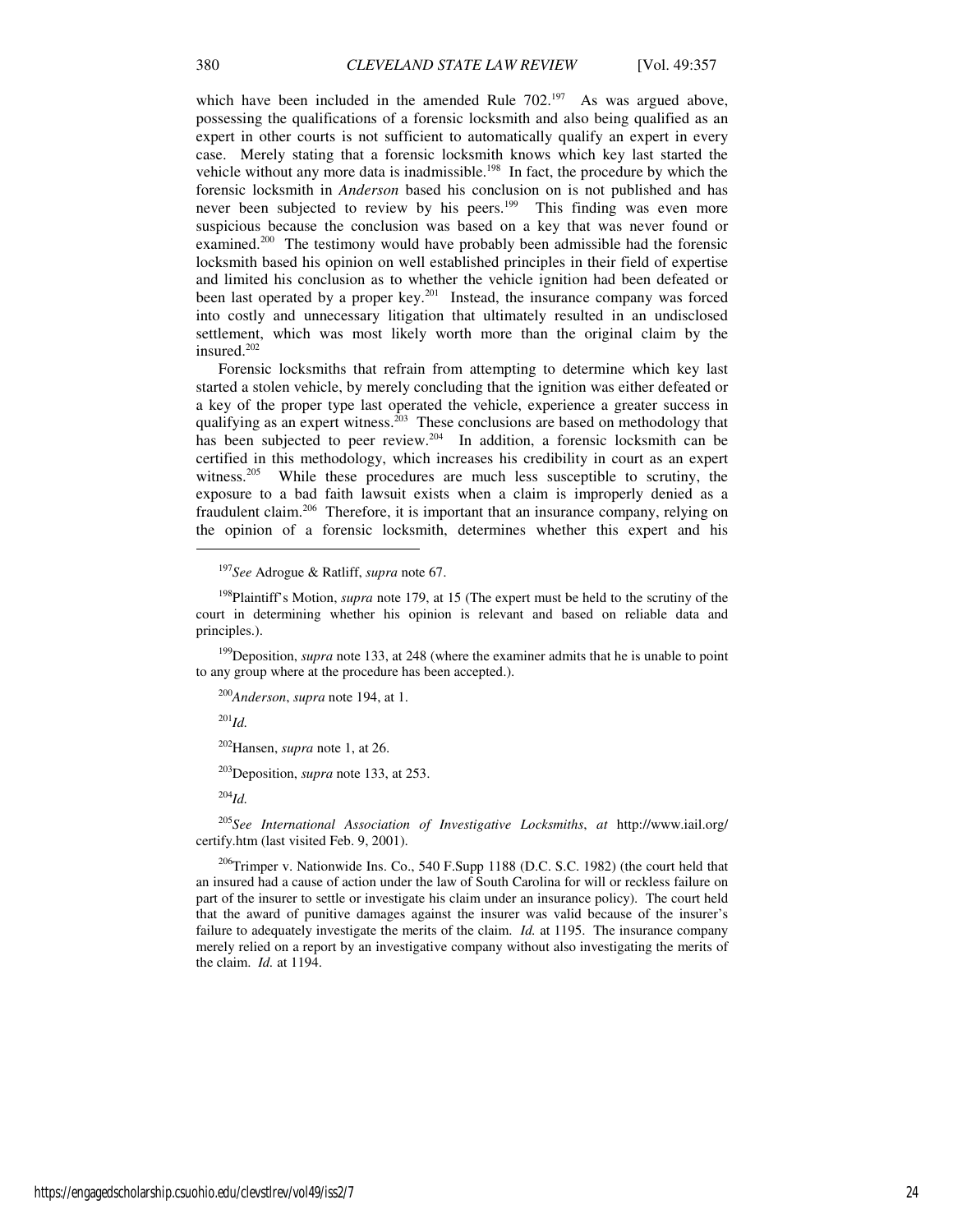which have been included in the amended Rule 702.[197] As was argued above, possessing the qualifications of a forensic locksmith and also being qualified as an expert in other courts is not sufficient to automatically qualify an expert in every case. Merely stating that a forensic locksmith knows which key last started the vehicle without any more data is inadmissible.[198] In fact, the procedure by which the forensic locksmith in *Anderson* based his conclusion on is not published and has never been subjected to review by his peers.[199] This finding was even more suspicious because the conclusion was based on a key that was never found or examined.[200] The testimony would have probably been admissible had the forensic locksmith based his opinion on well established principles in their field of expertise and limited his conclusion as to whether the vehicle ignition had been defeated or been last operated by a proper key.[201] Instead, the insurance company was forced into costly and unnecessary litigation that ultimately resulted in an undisclosed settlement, which was most likely worth more than the original claim by the insured.[202]

Forensic locksmiths that refrain from attempting to determine which key last started a stolen vehicle, by merely concluding that the ignition was either defeated or a key of the proper type last operated the vehicle, experience a greater success in qualifying as an expert witness.[203] These conclusions are based on methodology that has been subjected to peer review.[204] In addition, a forensic locksmith can be certified in this methodology, which increases his credibility in court as an expert witness.[205] While these procedures are much less susceptible to scrutiny, the exposure to a bad faith lawsuit exists when a claim is improperly denied as a fraudulent claim.[206] Therefore, it is important that an insurance company, relying on the opinion of a forensic locksmith, determines whether this expert and his

---

[197]*See* Adrogue & Ratliff, *supra* note 67.

[198]Plaintiff's Motion, *supra* note 179, at 15 (The expert must be held to the scrutiny of the court in determining whether his opinion is relevant and based on reliable data and principles.).

[199]Deposition, *supra* note 133, at 248 (where the examiner admits that he is unable to point to any group where at the procedure has been accepted.).

[200]*Anderson*, *supra* note 194, at 1.

[201]*Id.*

[202]Hansen, *supra* note 1, at 26.

[203]Deposition, *supra* note 133, at 253.

[204]*Id.*

[205]*See International Association of Investigative Locksmiths*, *at* http://www.iail.org/certify.htm (last visited Feb. 9, 2001).

[206]Trimper v. Nationwide Ins. Co., 540 F.Supp 1188 (D.C. S.C. 1982) (the court held that an insured had a cause of action under the law of South Carolina for will or reckless failure on part of the insurer to settle or investigate his claim under an insurance policy). The court held that the award of punitive damages against the insurer was valid because of the insurer's failure to adequately investigate the merits of the claim. *Id.* at 1195. The insurance company merely relied on a report by an investigative company without also investigating the merits of the claim. *Id.* at 1194.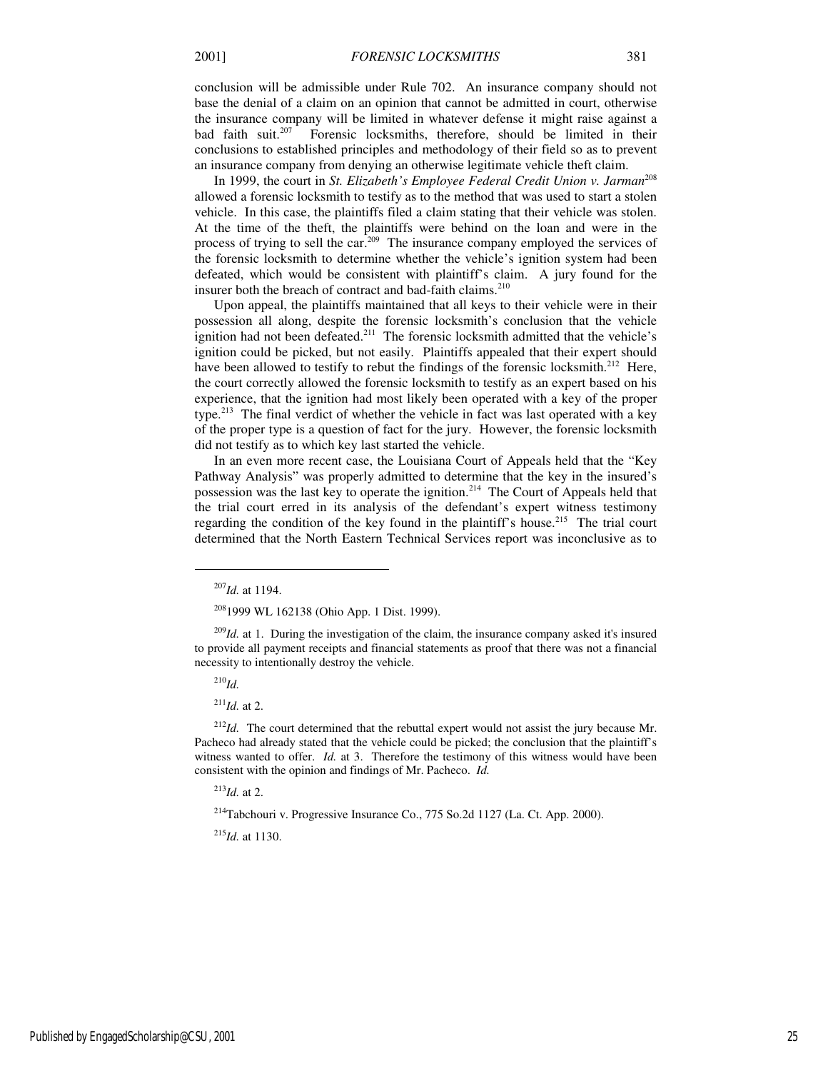conclusion will be admissible under Rule 702. An insurance company should not base the denial of a claim on an opinion that cannot be admitted in court, otherwise the insurance company will be limited in whatever defense it might raise against a bad faith suit.[207] Forensic locksmiths, therefore, should be limited in their conclusions to established principles and methodology of their field so as to prevent an insurance company from denying an otherwise legitimate vehicle theft claim.

In 1999, the court in *St. Elizabeth's Employee Federal Credit Union v. Jarman*[208] allowed a forensic locksmith to testify as to the method that was used to start a stolen vehicle. In this case, the plaintiffs filed a claim stating that their vehicle was stolen. At the time of the theft, the plaintiffs were behind on the loan and were in the process of trying to sell the car.[209] The insurance company employed the services of the forensic locksmith to determine whether the vehicle's ignition system had been defeated, which would be consistent with plaintiff's claim. A jury found for the insurer both the breach of contract and bad-faith claims.[210]

Upon appeal, the plaintiffs maintained that all keys to their vehicle were in their possession all along, despite the forensic locksmith's conclusion that the vehicle ignition had not been defeated.[211] The forensic locksmith admitted that the vehicle's ignition could be picked, but not easily. Plaintiffs appealed that their expert should have been allowed to testify to rebut the findings of the forensic locksmith.[212] Here, the court correctly allowed the forensic locksmith to testify as an expert based on his experience, that the ignition had most likely been operated with a key of the proper type.[213] The final verdict of whether the vehicle in fact was last operated with a key of the proper type is a question of fact for the jury. However, the forensic locksmith did not testify as to which key last started the vehicle.

In an even more recent case, the Louisiana Court of Appeals held that the "Key Pathway Analysis" was properly admitted to determine that the key in the insured's possession was the last key to operate the ignition.[214] The Court of Appeals held that the trial court erred in its analysis of the defendant's expert witness testimony regarding the condition of the key found in the plaintiff's house.[215] The trial court determined that the North Eastern Technical Services report was inconclusive as to

---

[207] *Id.* at 1194.

[208] 1999 WL 162138 (Ohio App. 1 Dist. 1999).

[209] *Id.* at 1. During the investigation of the claim, the insurance company asked it's insured to provide all payment receipts and financial statements as proof that there was not a financial necessity to intentionally destroy the vehicle.

[210] *Id.*

[211] *Id.* at 2.

[212] *Id.* The court determined that the rebuttal expert would not assist the jury because Mr. Pacheco had already stated that the vehicle could be picked; the conclusion that the plaintiff's witness wanted to offer. *Id.* at 3. Therefore the testimony of this witness would have been consistent with the opinion and findings of Mr. Pacheco. *Id.*

[213] *Id.* at 2.

[214] Tabchouri v. Progressive Insurance Co., 775 So.2d 1127 (La. Ct. App. 2000).

[215] *Id.* at 1130.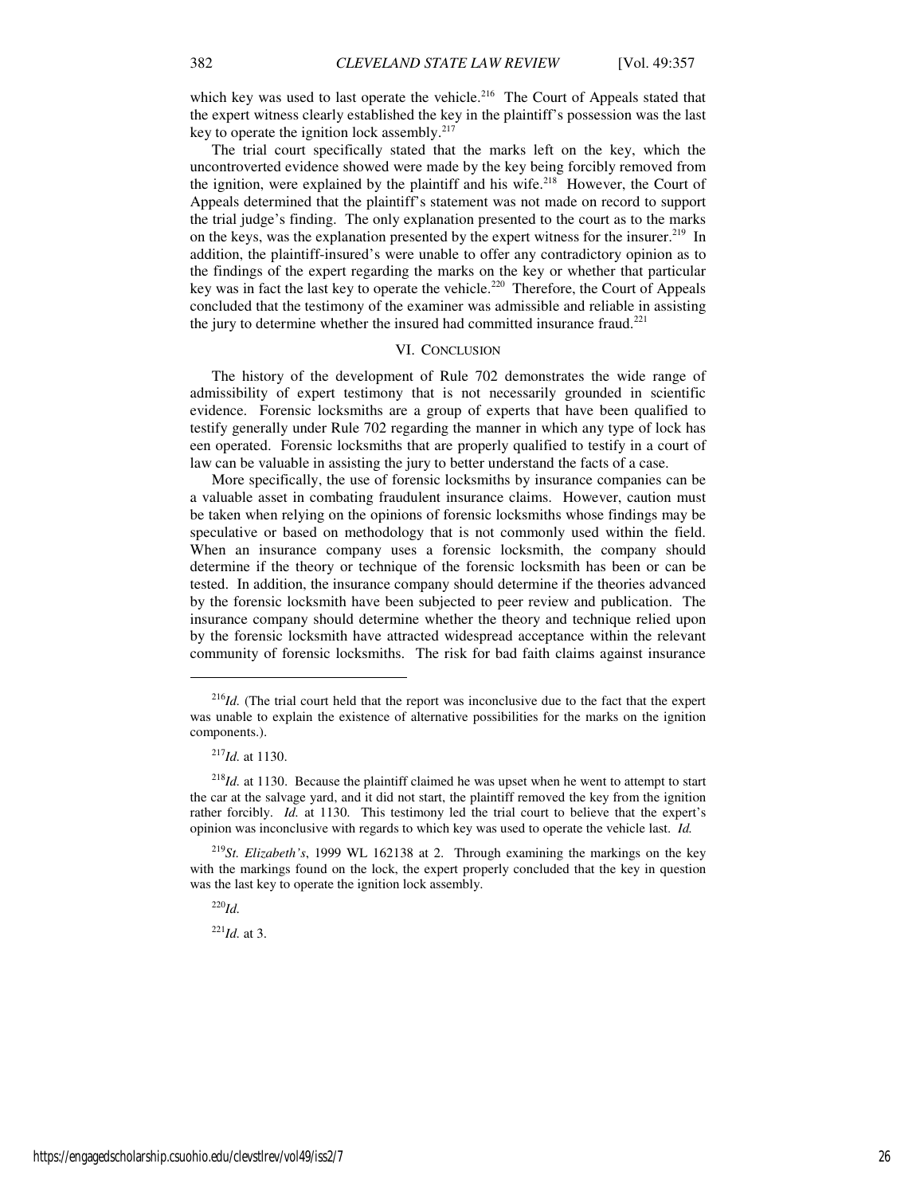which key was used to last operate the vehicle.[216] The Court of Appeals stated that the expert witness clearly established the key in the plaintiff's possession was the last key to operate the ignition lock assembly.[217]

The trial court specifically stated that the marks left on the key, which the uncontroverted evidence showed were made by the key being forcibly removed from the ignition, were explained by the plaintiff and his wife.[218] However, the Court of Appeals determined that the plaintiff's statement was not made on record to support the trial judge's finding. The only explanation presented to the court as to the marks on the keys, was the explanation presented by the expert witness for the insurer.[219] In addition, the plaintiff-insured's were unable to offer any contradictory opinion as to the findings of the expert regarding the marks on the key or whether that particular key was in fact the last key to operate the vehicle.[220] Therefore, the Court of Appeals concluded that the testimony of the examiner was admissible and reliable in assisting the jury to determine whether the insured had committed insurance fraud.[221]

## VI. CONCLUSION

The history of the development of Rule 702 demonstrates the wide range of admissibility of expert testimony that is not necessarily grounded in scientific evidence. Forensic locksmiths are a group of experts that have been qualified to testify generally under Rule 702 regarding the manner in which any type of lock has een operated. Forensic locksmiths that are properly qualified to testify in a court of law can be valuable in assisting the jury to better understand the facts of a case.

More specifically, the use of forensic locksmiths by insurance companies can be a valuable asset in combating fraudulent insurance claims. However, caution must be taken when relying on the opinions of forensic locksmiths whose findings may be speculative or based on methodology that is not commonly used within the field. When an insurance company uses a forensic locksmith, the company should determine if the theory or technique of the forensic locksmith has been or can be tested. In addition, the insurance company should determine if the theories advanced by the forensic locksmith have been subjected to peer review and publication. The insurance company should determine whether the theory and technique relied upon by the forensic locksmith have attracted widespread acceptance within the relevant community of forensic locksmiths. The risk for bad faith claims against insurance

---

[216] *Id.* (The trial court held that the report was inconclusive due to the fact that the expert was unable to explain the existence of alternative possibilities for the marks on the ignition components.).

[217] *Id.* at 1130.

[218] *Id.* at 1130. Because the plaintiff claimed he was upset when he went to attempt to start the car at the salvage yard, and it did not start, the plaintiff removed the key from the ignition rather forcibly. *Id.* at 1130. This testimony led the trial court to believe that the expert's opinion was inconclusive with regards to which key was used to operate the vehicle last. *Id.*

[219] *St. Elizabeth's*, 1999 WL 162138 at 2. Through examining the markings on the key with the markings found on the lock, the expert properly concluded that the key in question was the last key to operate the ignition lock assembly.

[220] *Id.*

[221] *Id.* at 3.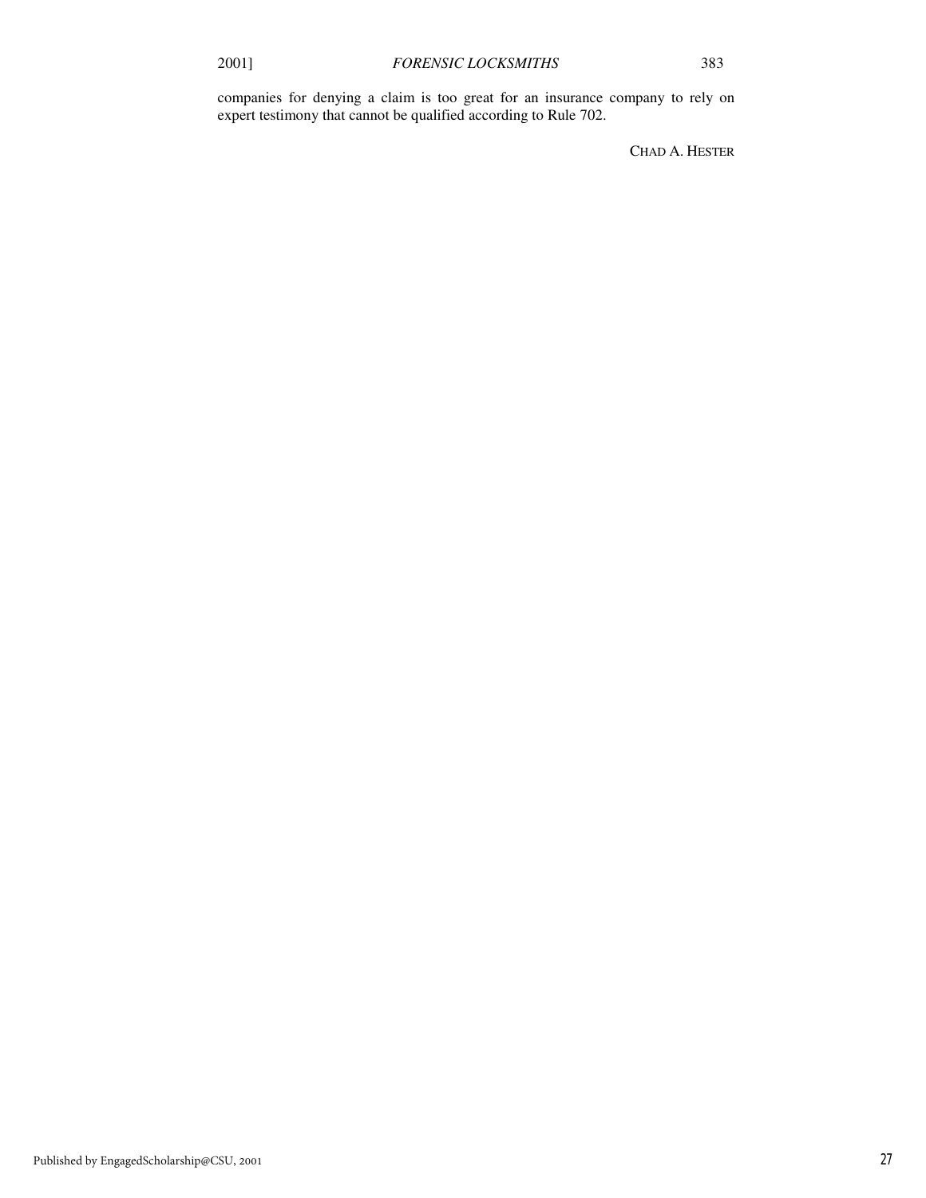companies for denying a claim is too great for an insurance company to rely on expert testimony that cannot be qualified according to Rule 702.

CHAD A. HESTER